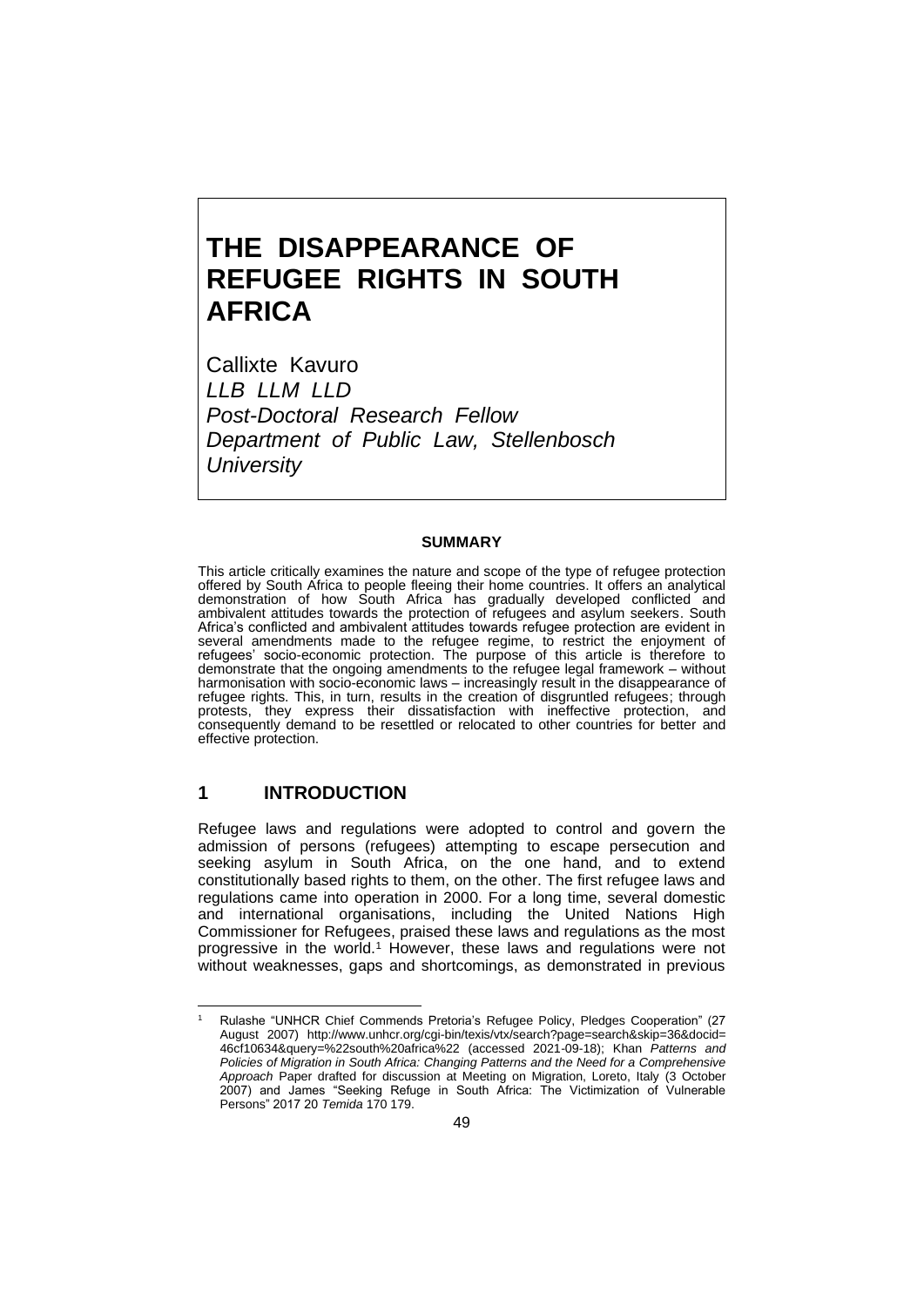# THE DISAPPEARANCE OF REFUGEE RIGHTS IN SOUTH AFRICA

Callixte Kavuro
*LLB LLM LLD*
*Post-Doctoral Research Fellow*
*Department of Public Law, Stellenbosch University*

**SUMMARY**

This article critically examines the nature and scope of the type of refugee protection offered by South Africa to people fleeing their home countries. It offers an analytical demonstration of how South Africa has gradually developed conflicted and ambivalent attitudes towards the protection of refugees and asylum seekers. South Africa's conflicted and ambivalent attitudes towards refugee protection are evident in several amendments made to the refugee regime, to restrict the enjoyment of refugees' socio-economic protection. The purpose of this article is therefore to demonstrate that the ongoing amendments to the refugee legal framework – without harmonisation with socio-economic laws – increasingly result in the disappearance of refugee rights. This, in turn, results in the creation of disgruntled refugees; through protests, they express their dissatisfaction with ineffective protection, and consequently demand to be resettled or relocated to other countries for better and effective protection.

## 1 INTRODUCTION

Refugee laws and regulations were adopted to control and govern the admission of persons (refugees) attempting to escape persecution and seeking asylum in South Africa, on the one hand, and to extend constitutionally based rights to them, on the other. The first refugee laws and regulations came into operation in 2000. For a long time, several domestic and international organisations, including the United Nations High Commissioner for Refugees, praised these laws and regulations as the most progressive in the world.[1] However, these laws and regulations were not without weaknesses, gaps and shortcomings, as demonstrated in previous

---

[1] Rulashe "UNHCR Chief Commends Pretoria's Refugee Policy, Pledges Cooperation" (27 August 2007) http://www.unhcr.org/cgi-bin/texis/vtx/search?page=search&skip=36&docid=46cf10634&query=%22south%20africa%22 (accessed 2021-09-18); Khan *Patterns and Policies of Migration in South Africa: Changing Patterns and the Need for a Comprehensive Approach* Paper drafted for discussion at Meeting on Migration, Loreto, Italy (3 October 2007) and James "Seeking Refuge in South Africa: The Victimization of Vulnerable Persons" 2017 20 *Temida* 170 179.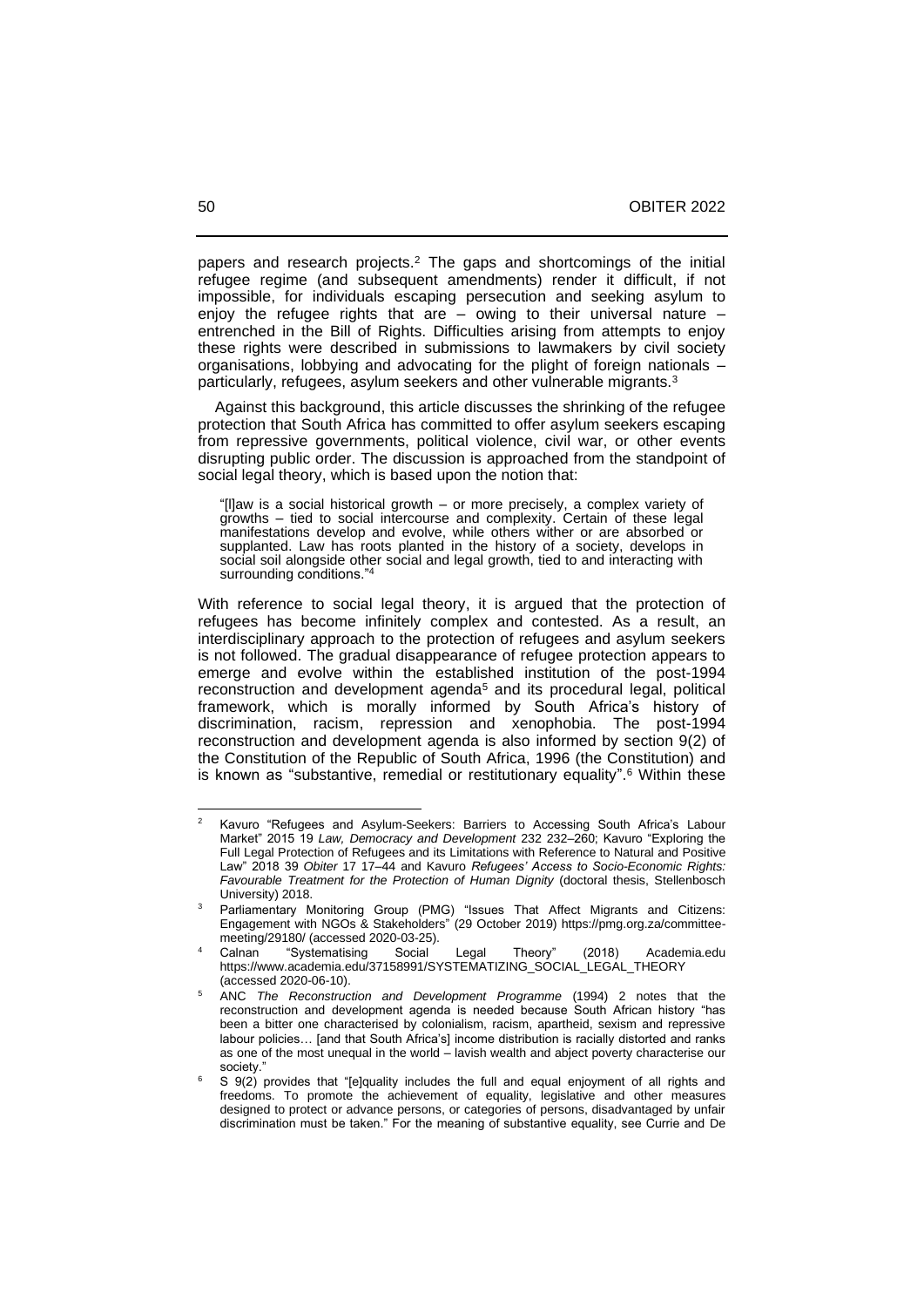papers and research projects.[2] The gaps and shortcomings of the initial refugee regime (and subsequent amendments) render it difficult, if not impossible, for individuals escaping persecution and seeking asylum to enjoy the refugee rights that are – owing to their universal nature – entrenched in the Bill of Rights. Difficulties arising from attempts to enjoy these rights were described in submissions to lawmakers by civil society organisations, lobbying and advocating for the plight of foreign nationals – particularly, refugees, asylum seekers and other vulnerable migrants.[3]

Against this background, this article discusses the shrinking of the refugee protection that South Africa has committed to offer asylum seekers escaping from repressive governments, political violence, civil war, or other events disrupting public order. The discussion is approached from the standpoint of social legal theory, which is based upon the notion that:

> "[l]aw is a social historical growth – or more precisely, a complex variety of growths – tied to social intercourse and complexity. Certain of these legal manifestations develop and evolve, while others wither or are absorbed or supplanted. Law has roots planted in the history of a society, develops in social soil alongside other social and legal growth, tied to and interacting with surrounding conditions."[4]

With reference to social legal theory, it is argued that the protection of refugees has become infinitely complex and contested. As a result, an interdisciplinary approach to the protection of refugees and asylum seekers is not followed. The gradual disappearance of refugee protection appears to emerge and evolve within the established institution of the post-1994 reconstruction and development agenda[5] and its procedural legal, political framework, which is morally informed by South Africa's history of discrimination, racism, repression and xenophobia. The post-1994 reconstruction and development agenda is also informed by section 9(2) of the Constitution of the Republic of South Africa, 1996 (the Constitution) and is known as "substantive, remedial or restitutionary equality".[6] Within these

---

[2] Kavuro "Refugees and Asylum-Seekers: Barriers to Accessing South Africa's Labour Market" 2015 19 *Law, Democracy and Development* 232 232–260; Kavuro "Exploring the Full Legal Protection of Refugees and its Limitations with Reference to Natural and Positive Law" 2018 39 *Obiter* 17 17–44 and Kavuro *Refugees' Access to Socio-Economic Rights: Favourable Treatment for the Protection of Human Dignity* (doctoral thesis, Stellenbosch University) 2018.

[3] Parliamentary Monitoring Group (PMG) "Issues That Affect Migrants and Citizens: Engagement with NGOs & Stakeholders" (29 October 2019) https://pmg.org.za/committee-meeting/29180/ (accessed 2020-03-25).

[4] Calnan "Systematising Social Legal Theory" (2018) Academia.edu https://www.academia.edu/37158991/SYSTEMATIZING_SOCIAL_LEGAL_THEORY (accessed 2020-06-10).

[5] ANC *The Reconstruction and Development Programme* (1994) 2 notes that the reconstruction and development agenda is needed because South African history "has been a bitter one characterised by colonialism, racism, apartheid, sexism and repressive labour policies… [and that South Africa's] income distribution is racially distorted and ranks as one of the most unequal in the world – lavish wealth and abject poverty characterise our society."

[6] S 9(2) provides that "[e]quality includes the full and equal enjoyment of all rights and freedoms. To promote the achievement of equality, legislative and other measures designed to protect or advance persons, or categories of persons, disadvantaged by unfair discrimination must be taken." For the meaning of substantive equality, see Currie and De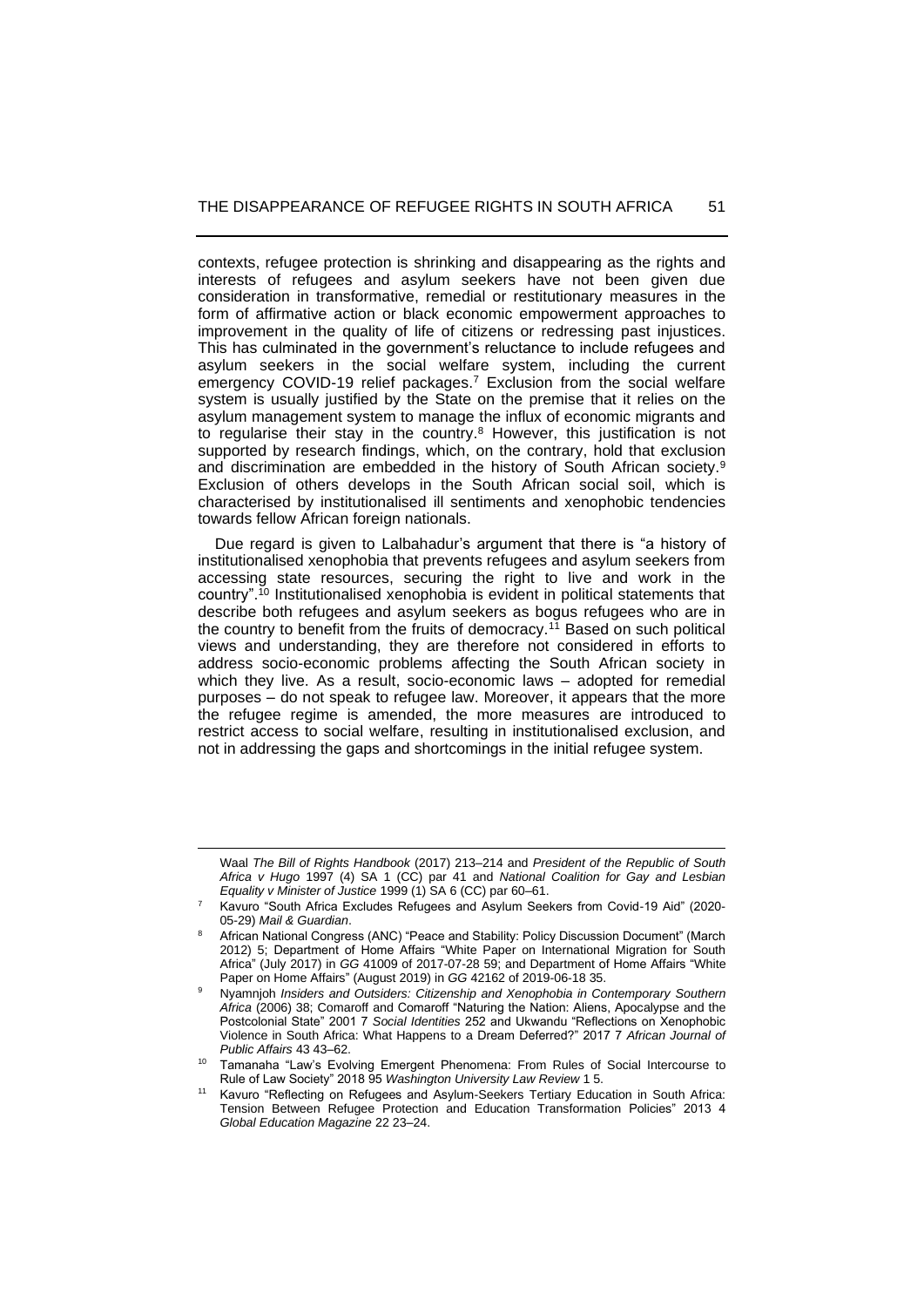contexts, refugee protection is shrinking and disappearing as the rights and interests of refugees and asylum seekers have not been given due consideration in transformative, remedial or restitutionary measures in the form of affirmative action or black economic empowerment approaches to improvement in the quality of life of citizens or redressing past injustices. This has culminated in the government's reluctance to include refugees and asylum seekers in the social welfare system, including the current emergency COVID-19 relief packages.[7] Exclusion from the social welfare system is usually justified by the State on the premise that it relies on the asylum management system to manage the influx of economic migrants and to regularise their stay in the country.[8] However, this justification is not supported by research findings, which, on the contrary, hold that exclusion and discrimination are embedded in the history of South African society.[9] Exclusion of others develops in the South African social soil, which is characterised by institutionalised ill sentiments and xenophobic tendencies towards fellow African foreign nationals.

Due regard is given to Lalbahadur's argument that there is "a history of institutionalised xenophobia that prevents refugees and asylum seekers from accessing state resources, securing the right to live and work in the country".[10] Institutionalised xenophobia is evident in political statements that describe both refugees and asylum seekers as bogus refugees who are in the country to benefit from the fruits of democracy.[11] Based on such political views and understanding, they are therefore not considered in efforts to address socio-economic problems affecting the South African society in which they live. As a result, socio-economic laws – adopted for remedial purposes – do not speak to refugee law. Moreover, it appears that the more the refugee regime is amended, the more measures are introduced to restrict access to social welfare, resulting in institutionalised exclusion, and not in addressing the gaps and shortcomings in the initial refugee system.

---

Waal *The Bill of Rights Handbook* (2017) 213–214 and *President of the Republic of South Africa v Hugo* 1997 (4) SA 1 (CC) par 41 and *National Coalition for Gay and Lesbian Equality v Minister of Justice* 1999 (1) SA 6 (CC) par 60–61.

[7] Kavuro "South Africa Excludes Refugees and Asylum Seekers from Covid-19 Aid" (2020-05-29) *Mail & Guardian*.

[8] African National Congress (ANC) "Peace and Stability: Policy Discussion Document" (March 2012) 5; Department of Home Affairs "White Paper on International Migration for South Africa" (July 2017) in *GG* 41009 of 2017-07-28 59; and Department of Home Affairs "White Paper on Home Affairs" (August 2019) in *GG* 42162 of 2019-06-18 35.

[9] Nyamnjoh *Insiders and Outsiders: Citizenship and Xenophobia in Contemporary Southern Africa* (2006) 38; Comaroff and Comaroff "Naturing the Nation: Aliens, Apocalypse and the Postcolonial State" 2001 7 *Social Identities* 252 and Ukwandu "Reflections on Xenophobic Violence in South Africa: What Happens to a Dream Deferred?" 2017 7 *African Journal of Public Affairs* 43 43–62.

[10] Tamanaha "Law's Evolving Emergent Phenomena: From Rules of Social Intercourse to Rule of Law Society" 2018 95 *Washington University Law Review* 1 5.

[11] Kavuro "Reflecting on Refugees and Asylum-Seekers Tertiary Education in South Africa: Tension Between Refugee Protection and Education Transformation Policies" 2013 4 *Global Education Magazine* 22 23–24.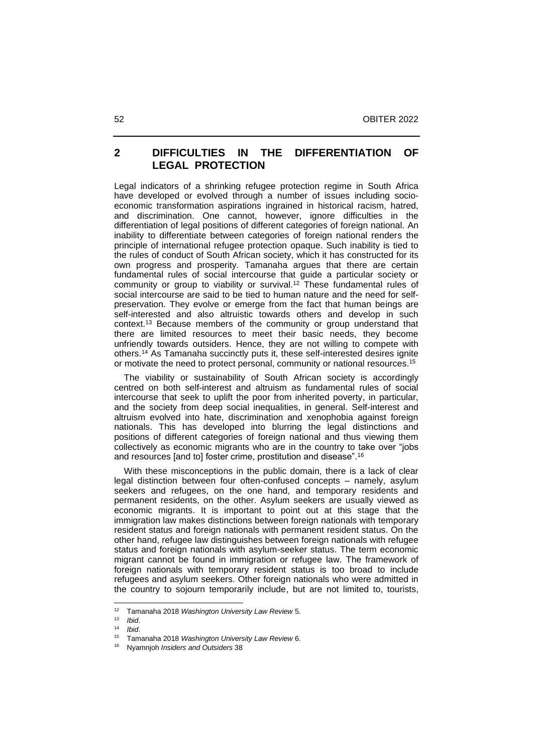## 2 DIFFICULTIES IN THE DIFFERENTIATION OF LEGAL PROTECTION

Legal indicators of a shrinking refugee protection regime in South Africa have developed or evolved through a number of issues including socio-economic transformation aspirations ingrained in historical racism, hatred, and discrimination. One cannot, however, ignore difficulties in the differentiation of legal positions of different categories of foreign national. An inability to differentiate between categories of foreign national renders the principle of international refugee protection opaque. Such inability is tied to the rules of conduct of South African society, which it has constructed for its own progress and prosperity. Tamanaha argues that there are certain fundamental rules of social intercourse that guide a particular society or community or group to viability or survival.[12] These fundamental rules of social intercourse are said to be tied to human nature and the need for self-preservation. They evolve or emerge from the fact that human beings are self-interested and also altruistic towards others and develop in such context.[13] Because members of the community or group understand that there are limited resources to meet their basic needs, they become unfriendly towards outsiders. Hence, they are not willing to compete with others.[14] As Tamanaha succinctly puts it, these self-interested desires ignite or motivate the need to protect personal, community or national resources.[15]

The viability or sustainability of South African society is accordingly centred on both self-interest and altruism as fundamental rules of social intercourse that seek to uplift the poor from inherited poverty, in particular, and the society from deep social inequalities, in general. Self-interest and altruism evolved into hate, discrimination and xenophobia against foreign nationals. This has developed into blurring the legal distinctions and positions of different categories of foreign national and thus viewing them collectively as economic migrants who are in the country to take over "jobs and resources [and to] foster crime, prostitution and disease".[16]

With these misconceptions in the public domain, there is a lack of clear legal distinction between four often-confused concepts – namely, asylum seekers and refugees, on the one hand, and temporary residents and permanent residents, on the other. Asylum seekers are usually viewed as economic migrants. It is important to point out at this stage that the immigration law makes distinctions between foreign nationals with temporary resident status and foreign nationals with permanent resident status. On the other hand, refugee law distinguishes between foreign nationals with refugee status and foreign nationals with asylum-seeker status. The term economic migrant cannot be found in immigration or refugee law. The framework of foreign nationals with temporary resident status is too broad to include refugees and asylum seekers. Other foreign nationals who were admitted in the country to sojourn temporarily include, but are not limited to, tourists,

---

[12] Tamanaha 2018 *Washington University Law Review* 5.

[13] *Ibid*.

[14] *Ibid*.

[15] Tamanaha 2018 *Washington University Law Review* 6.

[16] Nyamnjoh *Insiders and Outsiders* 38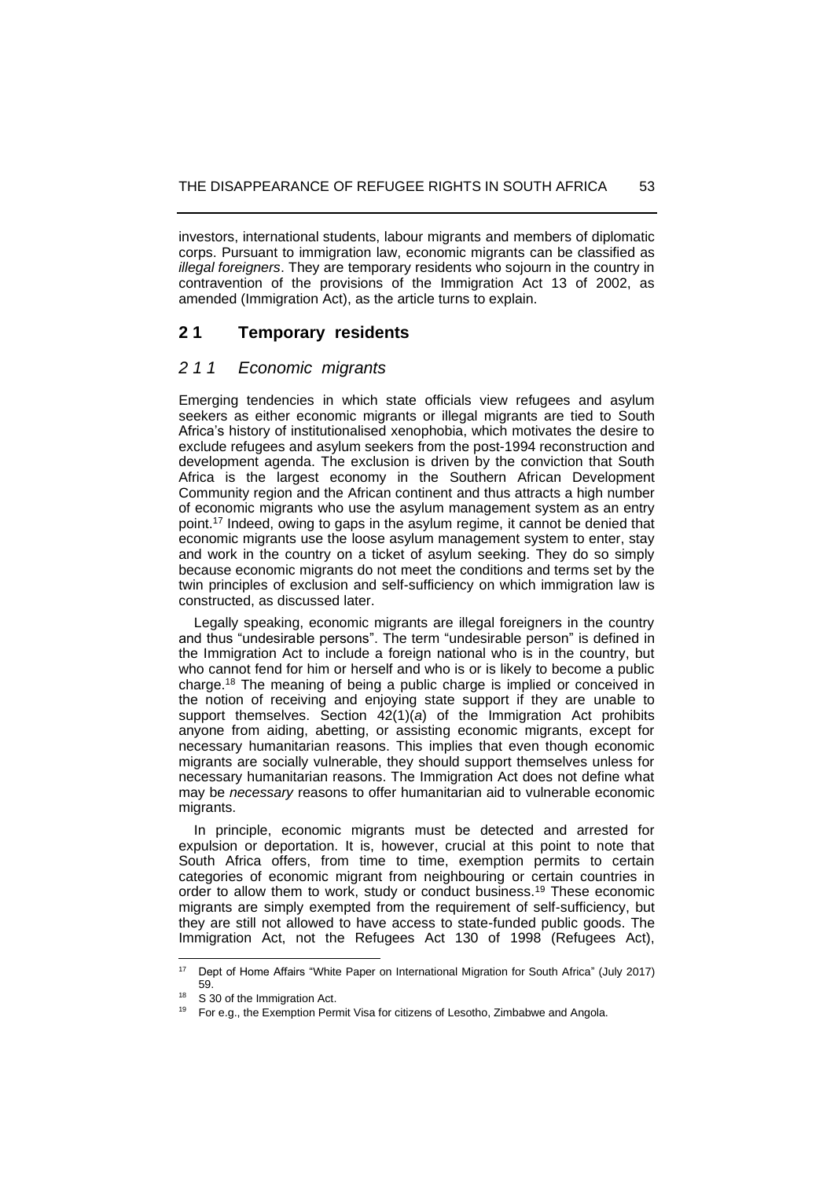investors, international students, labour migrants and members of diplomatic corps. Pursuant to immigration law, economic migrants can be classified as *illegal foreigners*. They are temporary residents who sojourn in the country in contravention of the provisions of the Immigration Act 13 of 2002, as amended (Immigration Act), as the article turns to explain.

## 2 1 Temporary residents

### *2 1 1 Economic migrants*

Emerging tendencies in which state officials view refugees and asylum seekers as either economic migrants or illegal migrants are tied to South Africa's history of institutionalised xenophobia, which motivates the desire to exclude refugees and asylum seekers from the post-1994 reconstruction and development agenda. The exclusion is driven by the conviction that South Africa is the largest economy in the Southern African Development Community region and the African continent and thus attracts a high number of economic migrants who use the asylum management system as an entry point.[17] Indeed, owing to gaps in the asylum regime, it cannot be denied that economic migrants use the loose asylum management system to enter, stay and work in the country on a ticket of asylum seeking. They do so simply because economic migrants do not meet the conditions and terms set by the twin principles of exclusion and self-sufficiency on which immigration law is constructed, as discussed later.

Legally speaking, economic migrants are illegal foreigners in the country and thus "undesirable persons". The term "undesirable person" is defined in the Immigration Act to include a foreign national who is in the country, but who cannot fend for him or herself and who is or is likely to become a public charge.[18] The meaning of being a public charge is implied or conceived in the notion of receiving and enjoying state support if they are unable to support themselves. Section 42(1)(*a*) of the Immigration Act prohibits anyone from aiding, abetting, or assisting economic migrants, except for necessary humanitarian reasons. This implies that even though economic migrants are socially vulnerable, they should support themselves unless for necessary humanitarian reasons. The Immigration Act does not define what may be *necessary* reasons to offer humanitarian aid to vulnerable economic migrants.

In principle, economic migrants must be detected and arrested for expulsion or deportation. It is, however, crucial at this point to note that South Africa offers, from time to time, exemption permits to certain categories of economic migrant from neighbouring or certain countries in order to allow them to work, study or conduct business.[19] These economic migrants are simply exempted from the requirement of self-sufficiency, but they are still not allowed to have access to state-funded public goods. The Immigration Act, not the Refugees Act 130 of 1998 (Refugees Act),

---

[17] Dept of Home Affairs "White Paper on International Migration for South Africa" (July 2017) 59.

[18] S 30 of the Immigration Act.

[19] For e.g., the Exemption Permit Visa for citizens of Lesotho, Zimbabwe and Angola.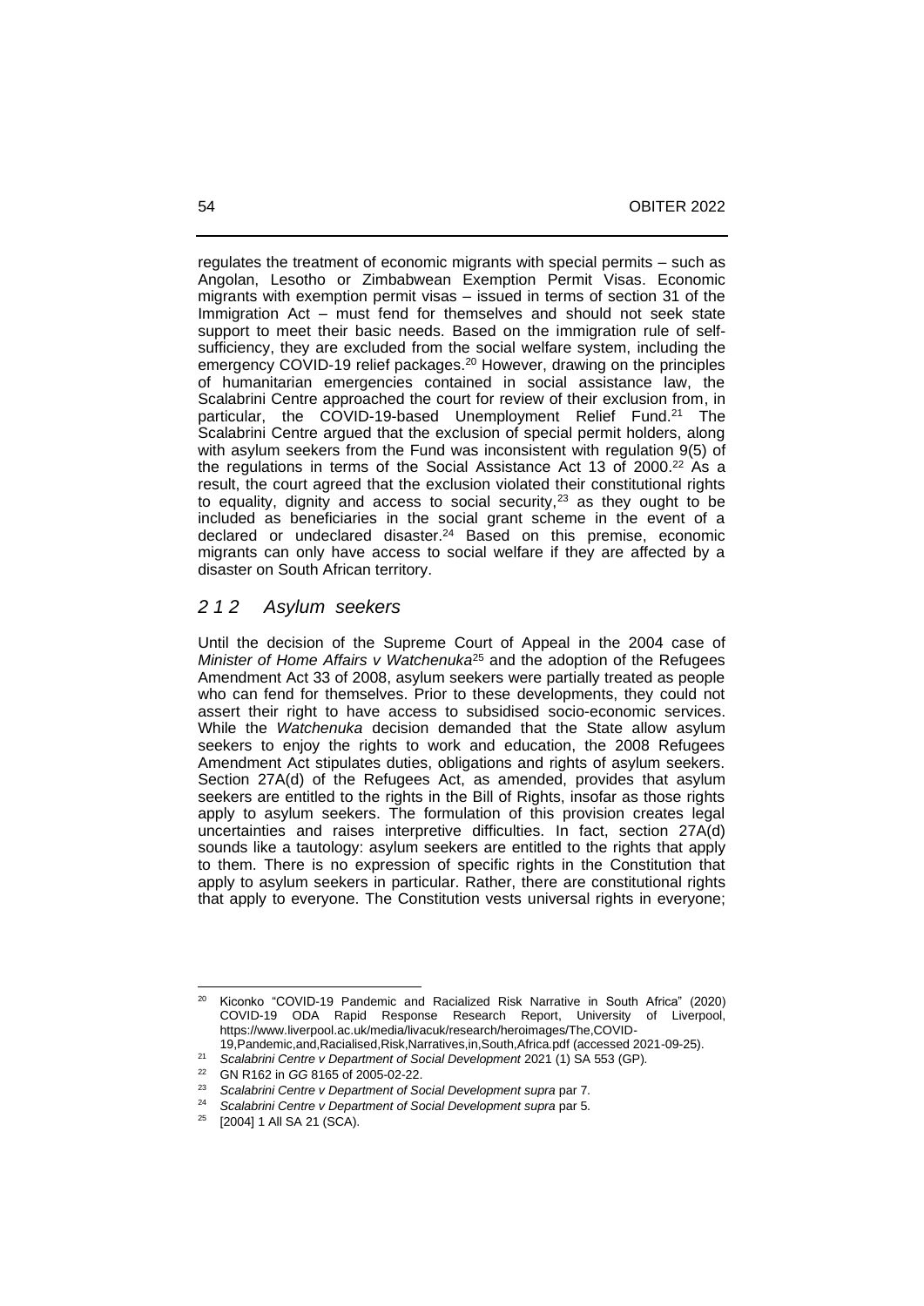regulates the treatment of economic migrants with special permits – such as Angolan, Lesotho or Zimbabwean Exemption Permit Visas. Economic migrants with exemption permit visas – issued in terms of section 31 of the Immigration Act – must fend for themselves and should not seek state support to meet their basic needs. Based on the immigration rule of self-sufficiency, they are excluded from the social welfare system, including the emergency COVID-19 relief packages.[20] However, drawing on the principles of humanitarian emergencies contained in social assistance law, the Scalabrini Centre approached the court for review of their exclusion from, in particular, the COVID-19-based Unemployment Relief Fund.[21] The Scalabrini Centre argued that the exclusion of special permit holders, along with asylum seekers from the Fund was inconsistent with regulation 9(5) of the regulations in terms of the Social Assistance Act 13 of 2000.[22] As a result, the court agreed that the exclusion violated their constitutional rights to equality, dignity and access to social security,[23] as they ought to be included as beneficiaries in the social grant scheme in the event of a declared or undeclared disaster.[24] Based on this premise, economic migrants can only have access to social welfare if they are affected by a disaster on South African territory.

### *2 1 2 Asylum seekers*

Until the decision of the Supreme Court of Appeal in the 2004 case of *Minister of Home Affairs v Watchenuka*[25] and the adoption of the Refugees Amendment Act 33 of 2008, asylum seekers were partially treated as people who can fend for themselves. Prior to these developments, they could not assert their right to have access to subsidised socio-economic services. While the *Watchenuka* decision demanded that the State allow asylum seekers to enjoy the rights to work and education, the 2008 Refugees Amendment Act stipulates duties, obligations and rights of asylum seekers. Section 27A(d) of the Refugees Act, as amended, provides that asylum seekers are entitled to the rights in the Bill of Rights, insofar as those rights apply to asylum seekers. The formulation of this provision creates legal uncertainties and raises interpretive difficulties. In fact, section 27A(d) sounds like a tautology: asylum seekers are entitled to the rights that apply to them. There is no expression of specific rights in the Constitution that apply to asylum seekers in particular. Rather, there are constitutional rights that apply to everyone. The Constitution vests universal rights in everyone;

---

[20] Kiconko "COVID-19 Pandemic and Racialized Risk Narrative in South Africa" (2020) COVID-19 ODA Rapid Response Research Report, University of Liverpool, https://www.liverpool.ac.uk/media/livacuk/research/heroimages/The,COVID-19,Pandemic,and,Racialised,Risk,Narratives,in,South,Africa.pdf (accessed 2021-09-25).

[21] *Scalabrini Centre v Department of Social Development* 2021 (1) SA 553 (GP).

[22] GN R162 in *GG* 8165 of 2005-02-22.

[23] *Scalabrini Centre v Department of Social Development supra* par 7.

[24] *Scalabrini Centre v Department of Social Development supra* par 5.

[25] [2004] 1 All SA 21 (SCA).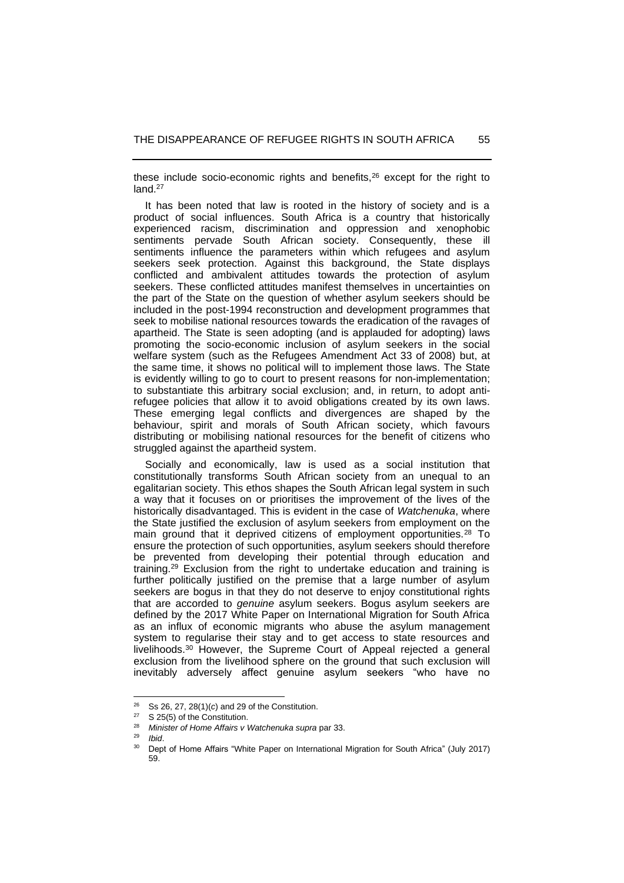these include socio-economic rights and benefits,[26] except for the right to land.[27]

It has been noted that law is rooted in the history of society and is a product of social influences. South Africa is a country that historically experienced racism, discrimination and oppression and xenophobic sentiments pervade South African society. Consequently, these ill sentiments influence the parameters within which refugees and asylum seekers seek protection. Against this background, the State displays conflicted and ambivalent attitudes towards the protection of asylum seekers. These conflicted attitudes manifest themselves in uncertainties on the part of the State on the question of whether asylum seekers should be included in the post-1994 reconstruction and development programmes that seek to mobilise national resources towards the eradication of the ravages of apartheid. The State is seen adopting (and is applauded for adopting) laws promoting the socio-economic inclusion of asylum seekers in the social welfare system (such as the Refugees Amendment Act 33 of 2008) but, at the same time, it shows no political will to implement those laws. The State is evidently willing to go to court to present reasons for non-implementation; to substantiate this arbitrary social exclusion; and, in return, to adopt anti-refugee policies that allow it to avoid obligations created by its own laws. These emerging legal conflicts and divergences are shaped by the behaviour, spirit and morals of South African society, which favours distributing or mobilising national resources for the benefit of citizens who struggled against the apartheid system.

Socially and economically, law is used as a social institution that constitutionally transforms South African society from an unequal to an egalitarian society. This ethos shapes the South African legal system in such a way that it focuses on or prioritises the improvement of the lives of the historically disadvantaged. This is evident in the case of *Watchenuka*, where the State justified the exclusion of asylum seekers from employment on the main ground that it deprived citizens of employment opportunities.[28] To ensure the protection of such opportunities, asylum seekers should therefore be prevented from developing their potential through education and training.[29] Exclusion from the right to undertake education and training is further politically justified on the premise that a large number of asylum seekers are bogus in that they do not deserve to enjoy constitutional rights that are accorded to *genuine* asylum seekers. Bogus asylum seekers are defined by the 2017 White Paper on International Migration for South Africa as an influx of economic migrants who abuse the asylum management system to regularise their stay and to get access to state resources and livelihoods.[30] However, the Supreme Court of Appeal rejected a general exclusion from the livelihood sphere on the ground that such exclusion will inevitably adversely affect genuine asylum seekers "who have no

---

[26] Ss 26, 27, 28(1)(*c*) and 29 of the Constitution.

[27] S 25(5) of the Constitution.

[28] *Minister of Home Affairs v Watchenuka supra* par 33.

[29] *Ibid*.

[30] Dept of Home Affairs "White Paper on International Migration for South Africa" (July 2017) 59.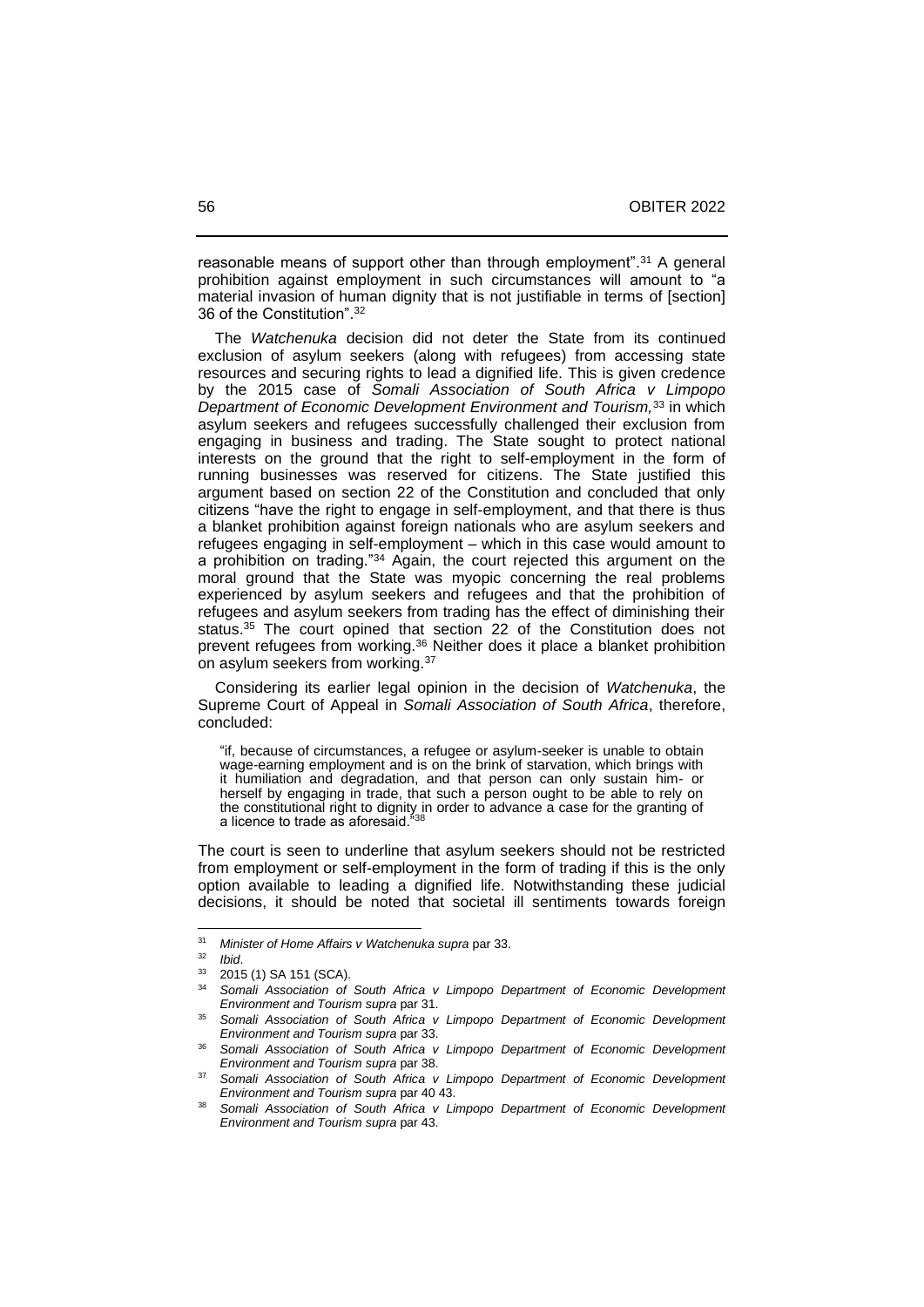reasonable means of support other than through employment".[31] A general prohibition against employment in such circumstances will amount to "a material invasion of human dignity that is not justifiable in terms of [section] 36 of the Constitution".[32]

The *Watchenuka* decision did not deter the State from its continued exclusion of asylum seekers (along with refugees) from accessing state resources and securing rights to lead a dignified life. This is given credence by the 2015 case of *Somali Association of South Africa v Limpopo Department of Economic Development Environment and Tourism,*[33] in which asylum seekers and refugees successfully challenged their exclusion from engaging in business and trading. The State sought to protect national interests on the ground that the right to self-employment in the form of running businesses was reserved for citizens. The State justified this argument based on section 22 of the Constitution and concluded that only citizens "have the right to engage in self-employment, and that there is thus a blanket prohibition against foreign nationals who are asylum seekers and refugees engaging in self-employment – which in this case would amount to a prohibition on trading."[34] Again, the court rejected this argument on the moral ground that the State was myopic concerning the real problems experienced by asylum seekers and refugees and that the prohibition of refugees and asylum seekers from trading has the effect of diminishing their status.[35] The court opined that section 22 of the Constitution does not prevent refugees from working.[36] Neither does it place a blanket prohibition on asylum seekers from working.[37]

Considering its earlier legal opinion in the decision of *Watchenuka*, the Supreme Court of Appeal in *Somali Association of South Africa*, therefore, concluded:

> "if, because of circumstances, a refugee or asylum-seeker is unable to obtain wage-earning employment and is on the brink of starvation, which brings with it humiliation and degradation, and that person can only sustain him- or herself by engaging in trade, that such a person ought to be able to rely on the constitutional right to dignity in order to advance a case for the granting of a licence to trade as aforesaid."[38]

The court is seen to underline that asylum seekers should not be restricted from employment or self-employment in the form of trading if this is the only option available to leading a dignified life. Notwithstanding these judicial decisions, it should be noted that societal ill sentiments towards foreign

---

[31] *Minister of Home Affairs v Watchenuka supra* par 33.

[32] *Ibid*.

[33] 2015 (1) SA 151 (SCA).

[34] *Somali Association of South Africa v Limpopo Department of Economic Development Environment and Tourism supra* par 31.

[35] *Somali Association of South Africa v Limpopo Department of Economic Development Environment and Tourism supra* par 33.

[36] *Somali Association of South Africa v Limpopo Department of Economic Development Environment and Tourism supra* par 38.

[37] *Somali Association of South Africa v Limpopo Department of Economic Development Environment and Tourism supra* par 40 43.

[38] *Somali Association of South Africa v Limpopo Department of Economic Development Environment and Tourism supra* par 43.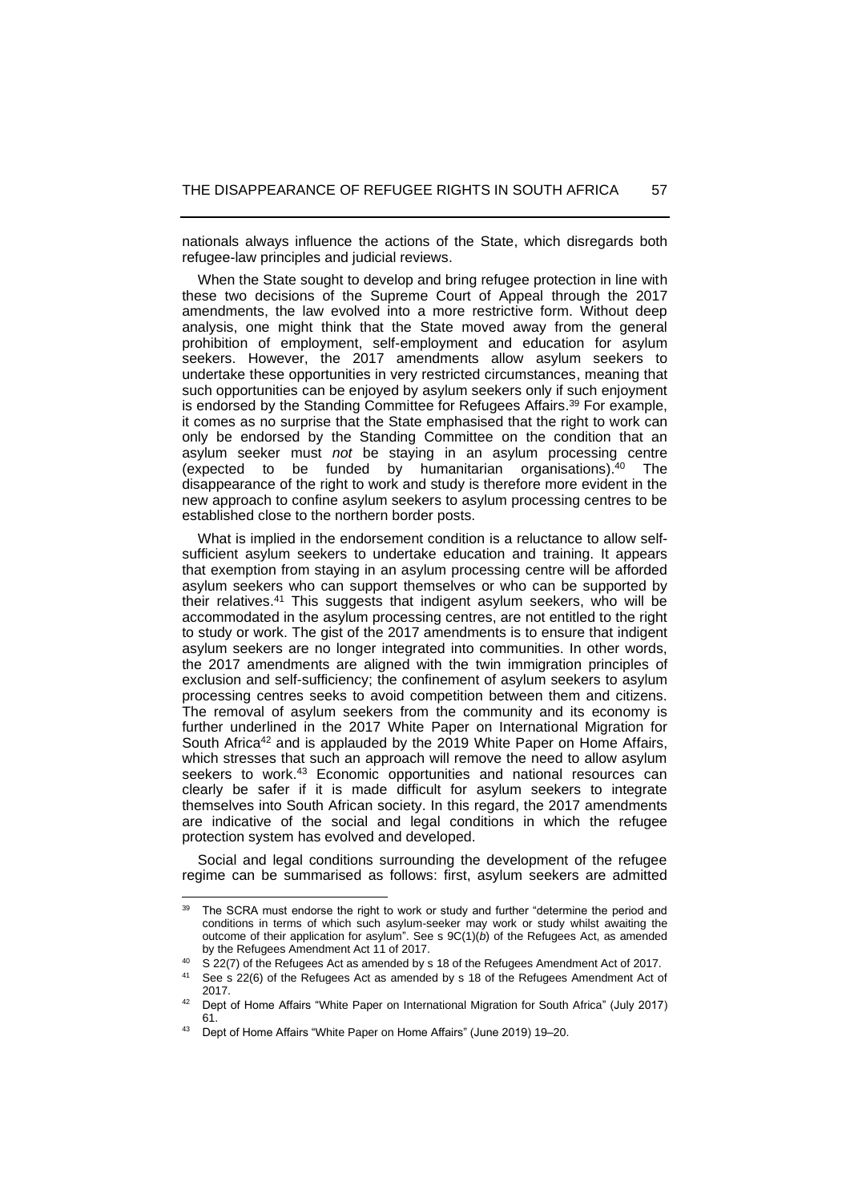nationals always influence the actions of the State, which disregards both refugee-law principles and judicial reviews.

When the State sought to develop and bring refugee protection in line with these two decisions of the Supreme Court of Appeal through the 2017 amendments, the law evolved into a more restrictive form. Without deep analysis, one might think that the State moved away from the general prohibition of employment, self-employment and education for asylum seekers. However, the 2017 amendments allow asylum seekers to undertake these opportunities in very restricted circumstances, meaning that such opportunities can be enjoyed by asylum seekers only if such enjoyment is endorsed by the Standing Committee for Refugees Affairs.[39] For example, it comes as no surprise that the State emphasised that the right to work can only be endorsed by the Standing Committee on the condition that an asylum seeker must *not* be staying in an asylum processing centre (expected to be funded by humanitarian organisations).[40] The disappearance of the right to work and study is therefore more evident in the new approach to confine asylum seekers to asylum processing centres to be established close to the northern border posts.

What is implied in the endorsement condition is a reluctance to allow self-sufficient asylum seekers to undertake education and training. It appears that exemption from staying in an asylum processing centre will be afforded asylum seekers who can support themselves or who can be supported by their relatives.[41] This suggests that indigent asylum seekers, who will be accommodated in the asylum processing centres, are not entitled to the right to study or work. The gist of the 2017 amendments is to ensure that indigent asylum seekers are no longer integrated into communities. In other words, the 2017 amendments are aligned with the twin immigration principles of exclusion and self-sufficiency; the confinement of asylum seekers to asylum processing centres seeks to avoid competition between them and citizens. The removal of asylum seekers from the community and its economy is further underlined in the 2017 White Paper on International Migration for South Africa[42] and is applauded by the 2019 White Paper on Home Affairs, which stresses that such an approach will remove the need to allow asylum seekers to work.[43] Economic opportunities and national resources can clearly be safer if it is made difficult for asylum seekers to integrate themselves into South African society. In this regard, the 2017 amendments are indicative of the social and legal conditions in which the refugee protection system has evolved and developed.

Social and legal conditions surrounding the development of the refugee regime can be summarised as follows: first, asylum seekers are admitted

---

[39] The SCRA must endorse the right to work or study and further "determine the period and conditions in terms of which such asylum-seeker may work or study whilst awaiting the outcome of their application for asylum". See s 9C(1)(*b*) of the Refugees Act, as amended by the Refugees Amendment Act 11 of 2017.

[40] S 22(7) of the Refugees Act as amended by s 18 of the Refugees Amendment Act of 2017.

[41] See s 22(6) of the Refugees Act as amended by s 18 of the Refugees Amendment Act of 2017.

[42] Dept of Home Affairs "White Paper on International Migration for South Africa" (July 2017) 61.

[43] Dept of Home Affairs "White Paper on Home Affairs" (June 2019) 19–20.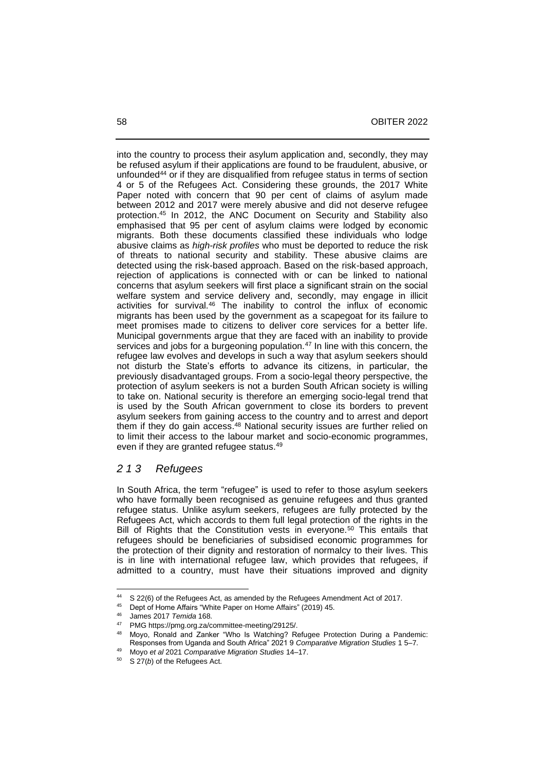into the country to process their asylum application and, secondly, they may be refused asylum if their applications are found to be fraudulent, abusive, or unfounded[44] or if they are disqualified from refugee status in terms of section 4 or 5 of the Refugees Act. Considering these grounds, the 2017 White Paper noted with concern that 90 per cent of claims of asylum made between 2012 and 2017 were merely abusive and did not deserve refugee protection.[45] In 2012, the ANC Document on Security and Stability also emphasised that 95 per cent of asylum claims were lodged by economic migrants. Both these documents classified these individuals who lodge abusive claims as *high-risk profiles* who must be deported to reduce the risk of threats to national security and stability. These abusive claims are detected using the risk-based approach. Based on the risk-based approach, rejection of applications is connected with or can be linked to national concerns that asylum seekers will first place a significant strain on the social welfare system and service delivery and, secondly, may engage in illicit activities for survival.[46] The inability to control the influx of economic migrants has been used by the government as a scapegoat for its failure to meet promises made to citizens to deliver core services for a better life. Municipal governments argue that they are faced with an inability to provide services and jobs for a burgeoning population.[47] In line with this concern, the refugee law evolves and develops in such a way that asylum seekers should not disturb the State's efforts to advance its citizens, in particular, the previously disadvantaged groups. From a socio-legal theory perspective, the protection of asylum seekers is not a burden South African society is willing to take on. National security is therefore an emerging socio-legal trend that is used by the South African government to close its borders to prevent asylum seekers from gaining access to the country and to arrest and deport them if they do gain access.[48] National security issues are further relied on to limit their access to the labour market and socio-economic programmes, even if they are granted refugee status.[49]

### *2 1 3 Refugees*

In South Africa, the term "refugee" is used to refer to those asylum seekers who have formally been recognised as genuine refugees and thus granted refugee status. Unlike asylum seekers, refugees are fully protected by the Refugees Act, which accords to them full legal protection of the rights in the Bill of Rights that the Constitution vests in everyone.[50] This entails that refugees should be beneficiaries of subsidised economic programmes for the protection of their dignity and restoration of normalcy to their lives. This is in line with international refugee law, which provides that refugees, if admitted to a country, must have their situations improved and dignity

---

44 S 22(6) of the Refugees Act, as amended by the Refugees Amendment Act of 2017.

45 Dept of Home Affairs "White Paper on Home Affairs" (2019) 45.

46 James 2017 *Temida* 168.

47 PMG https://pmg.org.za/committee-meeting/29125/.

48 Moyo, Ronald and Zanker "Who Is Watching? Refugee Protection During a Pandemic: Responses from Uganda and South Africa" 2021 9 *Comparative Migration Studies* 1 5–7.

49 Moyo *et al* 2021 *Comparative Migration Studies* 14–17.

50 S 27(*b*) of the Refugees Act.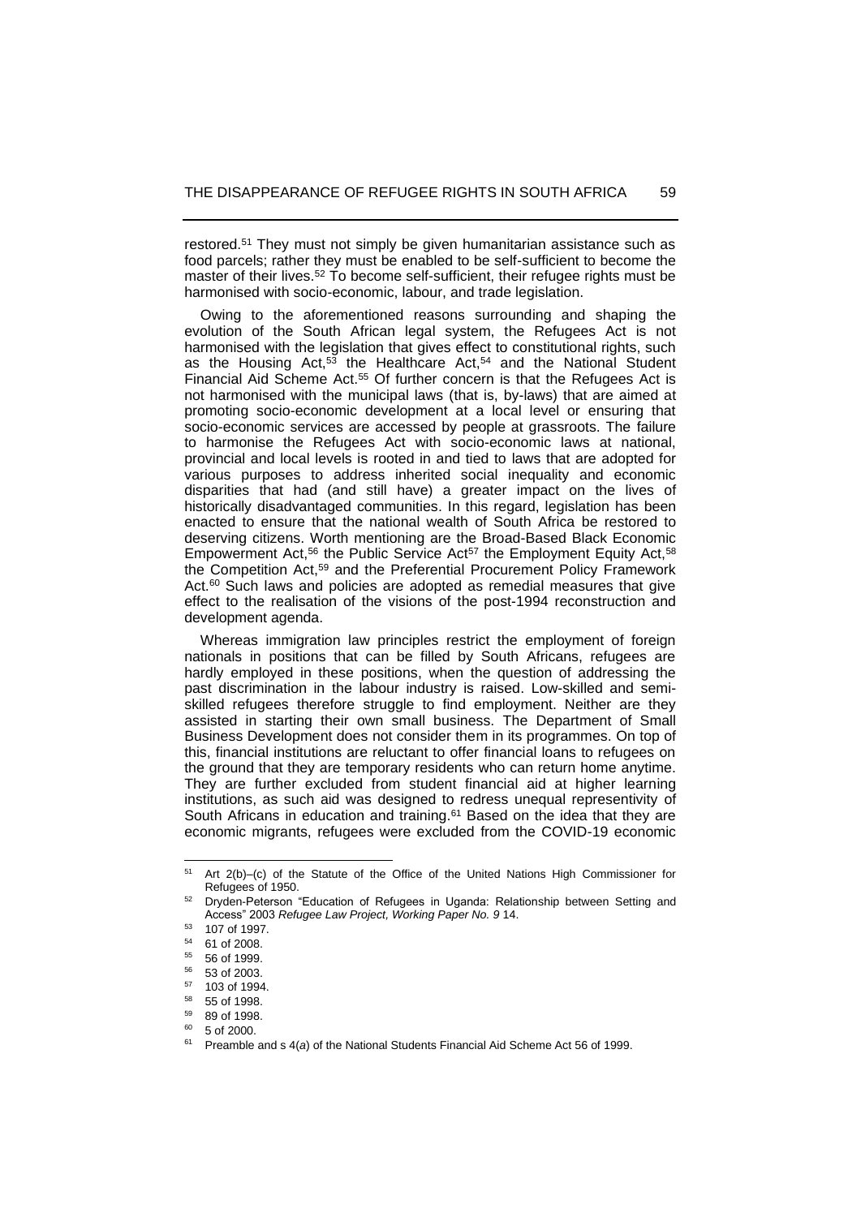restored.[51] They must not simply be given humanitarian assistance such as food parcels; rather they must be enabled to be self-sufficient to become the master of their lives.[52] To become self-sufficient, their refugee rights must be harmonised with socio-economic, labour, and trade legislation.

Owing to the aforementioned reasons surrounding and shaping the evolution of the South African legal system, the Refugees Act is not harmonised with the legislation that gives effect to constitutional rights, such as the Housing Act,[53] the Healthcare Act,[54] and the National Student Financial Aid Scheme Act.[55] Of further concern is that the Refugees Act is not harmonised with the municipal laws (that is, by-laws) that are aimed at promoting socio-economic development at a local level or ensuring that socio-economic services are accessed by people at grassroots. The failure to harmonise the Refugees Act with socio-economic laws at national, provincial and local levels is rooted in and tied to laws that are adopted for various purposes to address inherited social inequality and economic disparities that had (and still have) a greater impact on the lives of historically disadvantaged communities. In this regard, legislation has been enacted to ensure that the national wealth of South Africa be restored to deserving citizens. Worth mentioning are the Broad-Based Black Economic Empowerment Act,[56] the Public Service Act[57] the Employment Equity Act,[58] the Competition Act,[59] and the Preferential Procurement Policy Framework Act.[60] Such laws and policies are adopted as remedial measures that give effect to the realisation of the visions of the post-1994 reconstruction and development agenda.

Whereas immigration law principles restrict the employment of foreign nationals in positions that can be filled by South Africans, refugees are hardly employed in these positions, when the question of addressing the past discrimination in the labour industry is raised. Low-skilled and semi-skilled refugees therefore struggle to find employment. Neither are they assisted in starting their own small business. The Department of Small Business Development does not consider them in its programmes. On top of this, financial institutions are reluctant to offer financial loans to refugees on the ground that they are temporary residents who can return home anytime. They are further excluded from student financial aid at higher learning institutions, as such aid was designed to redress unequal representivity of South Africans in education and training.[61] Based on the idea that they are economic migrants, refugees were excluded from the COVID-19 economic

---

[51] Art 2(b)–(c) of the Statute of the Office of the United Nations High Commissioner for Refugees of 1950.

[52] Dryden-Peterson "Education of Refugees in Uganda: Relationship between Setting and Access" 2003 *Refugee Law Project, Working Paper No. 9* 14.

[53] 107 of 1997.

[54] 61 of 2008.

[55] 56 of 1999.

[56] 53 of 2003.

[57] 103 of 1994.

[58] 55 of 1998.

[59] 89 of 1998.

[60] 5 of 2000.

[61] Preamble and s 4(*a*) of the National Students Financial Aid Scheme Act 56 of 1999.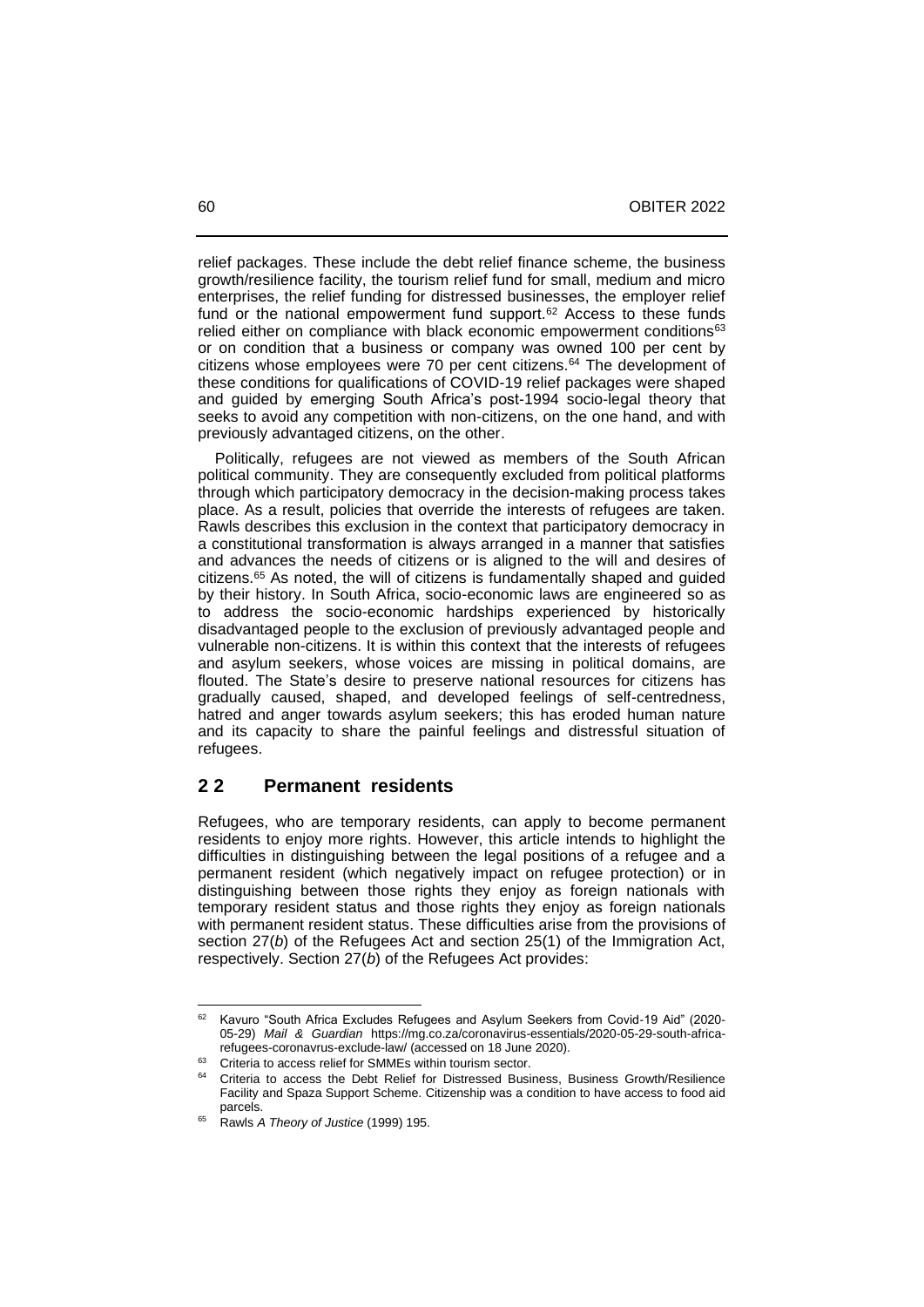relief packages. These include the debt relief finance scheme, the business growth/resilience facility, the tourism relief fund for small, medium and micro enterprises, the relief funding for distressed businesses, the employer relief fund or the national empowerment fund support.[62] Access to these funds relied either on compliance with black economic empowerment conditions[63] or on condition that a business or company was owned 100 per cent by citizens whose employees were 70 per cent citizens.[64] The development of these conditions for qualifications of COVID-19 relief packages were shaped and guided by emerging South Africa's post-1994 socio-legal theory that seeks to avoid any competition with non-citizens, on the one hand, and with previously advantaged citizens, on the other.

Politically, refugees are not viewed as members of the South African political community. They are consequently excluded from political platforms through which participatory democracy in the decision-making process takes place. As a result, policies that override the interests of refugees are taken. Rawls describes this exclusion in the context that participatory democracy in a constitutional transformation is always arranged in a manner that satisfies and advances the needs of citizens or is aligned to the will and desires of citizens.[65] As noted, the will of citizens is fundamentally shaped and guided by their history. In South Africa, socio-economic laws are engineered so as to address the socio-economic hardships experienced by historically disadvantaged people to the exclusion of previously advantaged people and vulnerable non-citizens. It is within this context that the interests of refugees and asylum seekers, whose voices are missing in political domains, are flouted. The State's desire to preserve national resources for citizens has gradually caused, shaped, and developed feelings of self-centredness, hatred and anger towards asylum seekers; this has eroded human nature and its capacity to share the painful feelings and distressful situation of refugees.

## 2 2 Permanent residents

Refugees, who are temporary residents, can apply to become permanent residents to enjoy more rights. However, this article intends to highlight the difficulties in distinguishing between the legal positions of a refugee and a permanent resident (which negatively impact on refugee protection) or in distinguishing between those rights they enjoy as foreign nationals with temporary resident status and those rights they enjoy as foreign nationals with permanent resident status. These difficulties arise from the provisions of section 27(*b*) of the Refugees Act and section 25(1) of the Immigration Act, respectively. Section 27(*b*) of the Refugees Act provides:

---

[62] Kavuro "South Africa Excludes Refugees and Asylum Seekers from Covid-19 Aid" (2020-05-29) *Mail & Guardian* https://mg.co.za/coronavirus-essentials/2020-05-29-south-africa-refugees-coronavrus-exclude-law/ (accessed on 18 June 2020).

[63] Criteria to access relief for SMMEs within tourism sector.

[64] Criteria to access the Debt Relief for Distressed Business, Business Growth/Resilience Facility and Spaza Support Scheme. Citizenship was a condition to have access to food aid parcels.

[65] Rawls *A Theory of Justice* (1999) 195.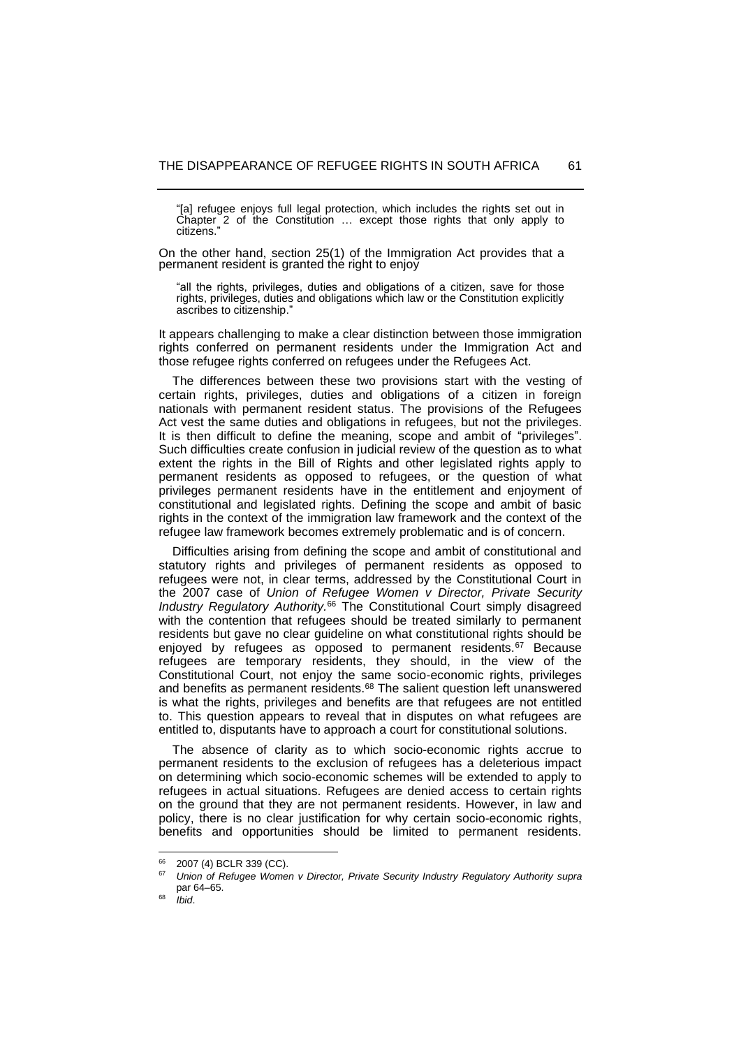> "[a] refugee enjoys full legal protection, which includes the rights set out in Chapter 2 of the Constitution … except those rights that only apply to citizens."

On the other hand, section 25(1) of the Immigration Act provides that a permanent resident is granted the right to enjoy

> "all the rights, privileges, duties and obligations of a citizen, save for those rights, privileges, duties and obligations which law or the Constitution explicitly ascribes to citizenship."

It appears challenging to make a clear distinction between those immigration rights conferred on permanent residents under the Immigration Act and those refugee rights conferred on refugees under the Refugees Act.

The differences between these two provisions start with the vesting of certain rights, privileges, duties and obligations of a citizen in foreign nationals with permanent resident status. The provisions of the Refugees Act vest the same duties and obligations in refugees, but not the privileges. It is then difficult to define the meaning, scope and ambit of "privileges". Such difficulties create confusion in judicial review of the question as to what extent the rights in the Bill of Rights and other legislated rights apply to permanent residents as opposed to refugees, or the question of what privileges permanent residents have in the entitlement and enjoyment of constitutional and legislated rights. Defining the scope and ambit of basic rights in the context of the immigration law framework and the context of the refugee law framework becomes extremely problematic and is of concern.

Difficulties arising from defining the scope and ambit of constitutional and statutory rights and privileges of permanent residents as opposed to refugees were not, in clear terms, addressed by the Constitutional Court in the 2007 case of *Union of Refugee Women v Director, Private Security Industry Regulatory Authority.*[66] The Constitutional Court simply disagreed with the contention that refugees should be treated similarly to permanent residents but gave no clear guideline on what constitutional rights should be enjoyed by refugees as opposed to permanent residents.[67] Because refugees are temporary residents, they should, in the view of the Constitutional Court, not enjoy the same socio-economic rights, privileges and benefits as permanent residents.[68] The salient question left unanswered is what the rights, privileges and benefits are that refugees are not entitled to. This question appears to reveal that in disputes on what refugees are entitled to, disputants have to approach a court for constitutional solutions.

The absence of clarity as to which socio-economic rights accrue to permanent residents to the exclusion of refugees has a deleterious impact on determining which socio-economic schemes will be extended to apply to refugees in actual situations. Refugees are denied access to certain rights on the ground that they are not permanent residents. However, in law and policy, there is no clear justification for why certain socio-economic rights, benefits and opportunities should be limited to permanent residents.

---

[66] 2007 (4) BCLR 339 (CC).

[67] *Union of Refugee Women v Director, Private Security Industry Regulatory Authority supra* par 64–65.

[68] *Ibid*.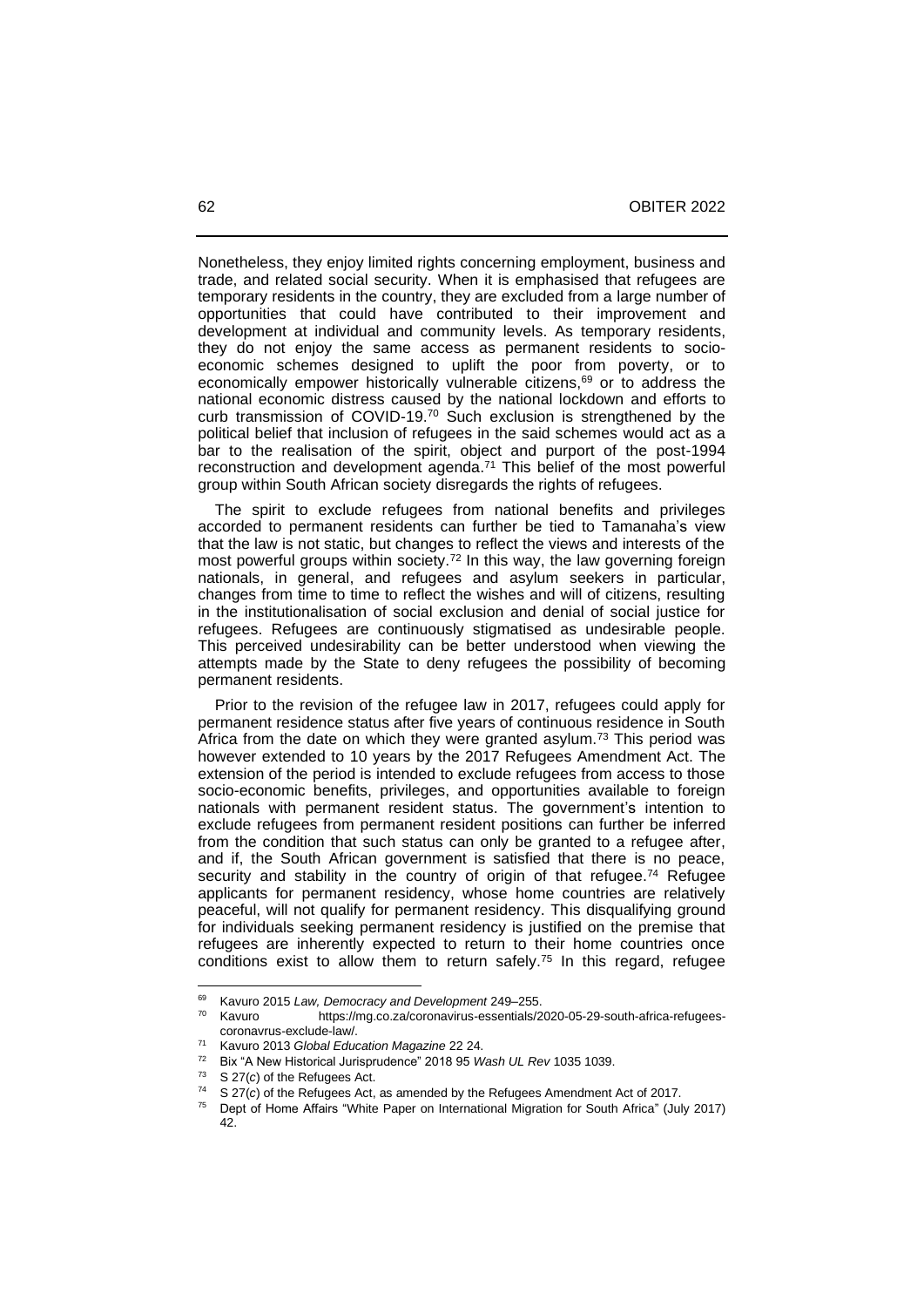Nonetheless, they enjoy limited rights concerning employment, business and trade, and related social security. When it is emphasised that refugees are temporary residents in the country, they are excluded from a large number of opportunities that could have contributed to their improvement and development at individual and community levels. As temporary residents, they do not enjoy the same access as permanent residents to socio-economic schemes designed to uplift the poor from poverty, or to economically empower historically vulnerable citizens,[69] or to address the national economic distress caused by the national lockdown and efforts to curb transmission of COVID-19.[70] Such exclusion is strengthened by the political belief that inclusion of refugees in the said schemes would act as a bar to the realisation of the spirit, object and purport of the post-1994 reconstruction and development agenda.[71] This belief of the most powerful group within South African society disregards the rights of refugees.

The spirit to exclude refugees from national benefits and privileges accorded to permanent residents can further be tied to Tamanaha's view that the law is not static, but changes to reflect the views and interests of the most powerful groups within society.[72] In this way, the law governing foreign nationals, in general, and refugees and asylum seekers in particular, changes from time to time to reflect the wishes and will of citizens, resulting in the institutionalisation of social exclusion and denial of social justice for refugees. Refugees are continuously stigmatised as undesirable people. This perceived undesirability can be better understood when viewing the attempts made by the State to deny refugees the possibility of becoming permanent residents.

Prior to the revision of the refugee law in 2017, refugees could apply for permanent residence status after five years of continuous residence in South Africa from the date on which they were granted asylum.[73] This period was however extended to 10 years by the 2017 Refugees Amendment Act. The extension of the period is intended to exclude refugees from access to those socio-economic benefits, privileges, and opportunities available to foreign nationals with permanent resident status. The government's intention to exclude refugees from permanent resident positions can further be inferred from the condition that such status can only be granted to a refugee after, and if, the South African government is satisfied that there is no peace, security and stability in the country of origin of that refugee.[74] Refugee applicants for permanent residency, whose home countries are relatively peaceful, will not qualify for permanent residency. This disqualifying ground for individuals seeking permanent residency is justified on the premise that refugees are inherently expected to return to their home countries once conditions exist to allow them to return safely.[75] In this regard, refugee

---

[69] Kavuro 2015 *Law, Democracy and Development* 249–255.

[70] Kavuro https://mg.co.za/coronavirus-essentials/2020-05-29-south-africa-refugees-coronavrus-exclude-law/.

[71] Kavuro 2013 *Global Education Magazine* 22 24.

[72] Bix "A New Historical Jurisprudence" 2018 95 *Wash UL Rev* 1035 1039.

[73] S 27(*c*) of the Refugees Act.

[74] S 27(*c*) of the Refugees Act, as amended by the Refugees Amendment Act of 2017.

[75] Dept of Home Affairs "White Paper on International Migration for South Africa" (July 2017) 42.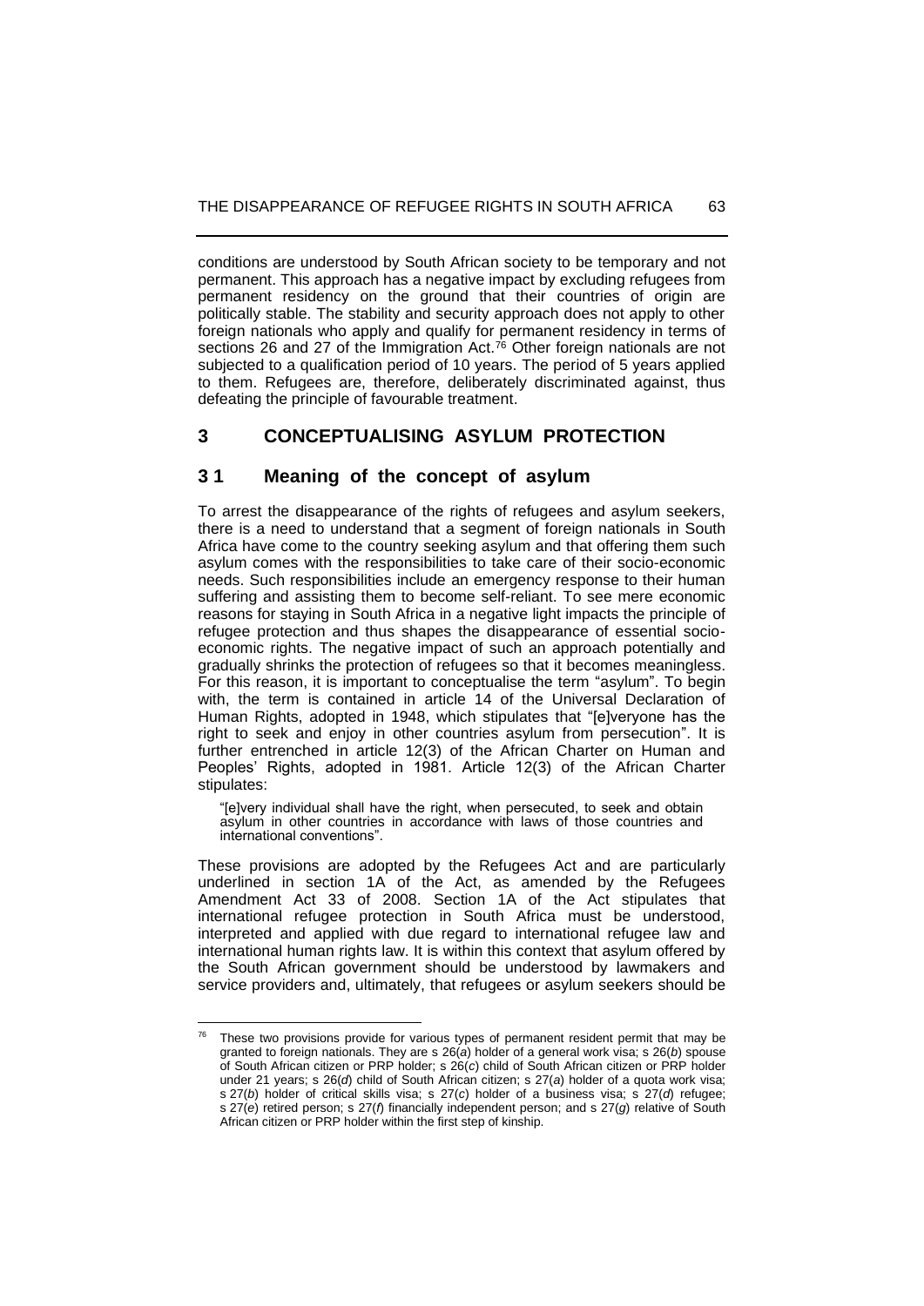conditions are understood by South African society to be temporary and not permanent. This approach has a negative impact by excluding refugees from permanent residency on the ground that their countries of origin are politically stable. The stability and security approach does not apply to other foreign nationals who apply and qualify for permanent residency in terms of sections 26 and 27 of the Immigration Act.[76] Other foreign nationals are not subjected to a qualification period of 10 years. The period of 5 years applied to them. Refugees are, therefore, deliberately discriminated against, thus defeating the principle of favourable treatment.

## 3 CONCEPTUALISING ASYLUM PROTECTION

### 3 1 Meaning of the concept of asylum

To arrest the disappearance of the rights of refugees and asylum seekers, there is a need to understand that a segment of foreign nationals in South Africa have come to the country seeking asylum and that offering them such asylum comes with the responsibilities to take care of their socio-economic needs. Such responsibilities include an emergency response to their human suffering and assisting them to become self-reliant. To see mere economic reasons for staying in South Africa in a negative light impacts the principle of refugee protection and thus shapes the disappearance of essential socio-economic rights. The negative impact of such an approach potentially and gradually shrinks the protection of refugees so that it becomes meaningless. For this reason, it is important to conceptualise the term "asylum". To begin with, the term is contained in article 14 of the Universal Declaration of Human Rights, adopted in 1948, which stipulates that "[e]veryone has the right to seek and enjoy in other countries asylum from persecution". It is further entrenched in article 12(3) of the African Charter on Human and Peoples' Rights, adopted in 1981. Article 12(3) of the African Charter stipulates:

> "[e]very individual shall have the right, when persecuted, to seek and obtain asylum in other countries in accordance with laws of those countries and international conventions".

These provisions are adopted by the Refugees Act and are particularly underlined in section 1A of the Act, as amended by the Refugees Amendment Act 33 of 2008. Section 1A of the Act stipulates that international refugee protection in South Africa must be understood, interpreted and applied with due regard to international refugee law and international human rights law. It is within this context that asylum offered by the South African government should be understood by lawmakers and service providers and, ultimately, that refugees or asylum seekers should be

---

[76] These two provisions provide for various types of permanent resident permit that may be granted to foreign nationals. They are s 26(*a*) holder of a general work visa; s 26(*b*) spouse of South African citizen or PRP holder; s 26(*c*) child of South African citizen or PRP holder under 21 years; s 26(*d*) child of South African citizen; s 27(*a*) holder of a quota work visa; s 27(*b*) holder of critical skills visa; s 27(*c*) holder of a business visa; s 27(*d*) refugee; s 27(*e*) retired person; s 27(*f*) financially independent person; and s 27(*g*) relative of South African citizen or PRP holder within the first step of kinship.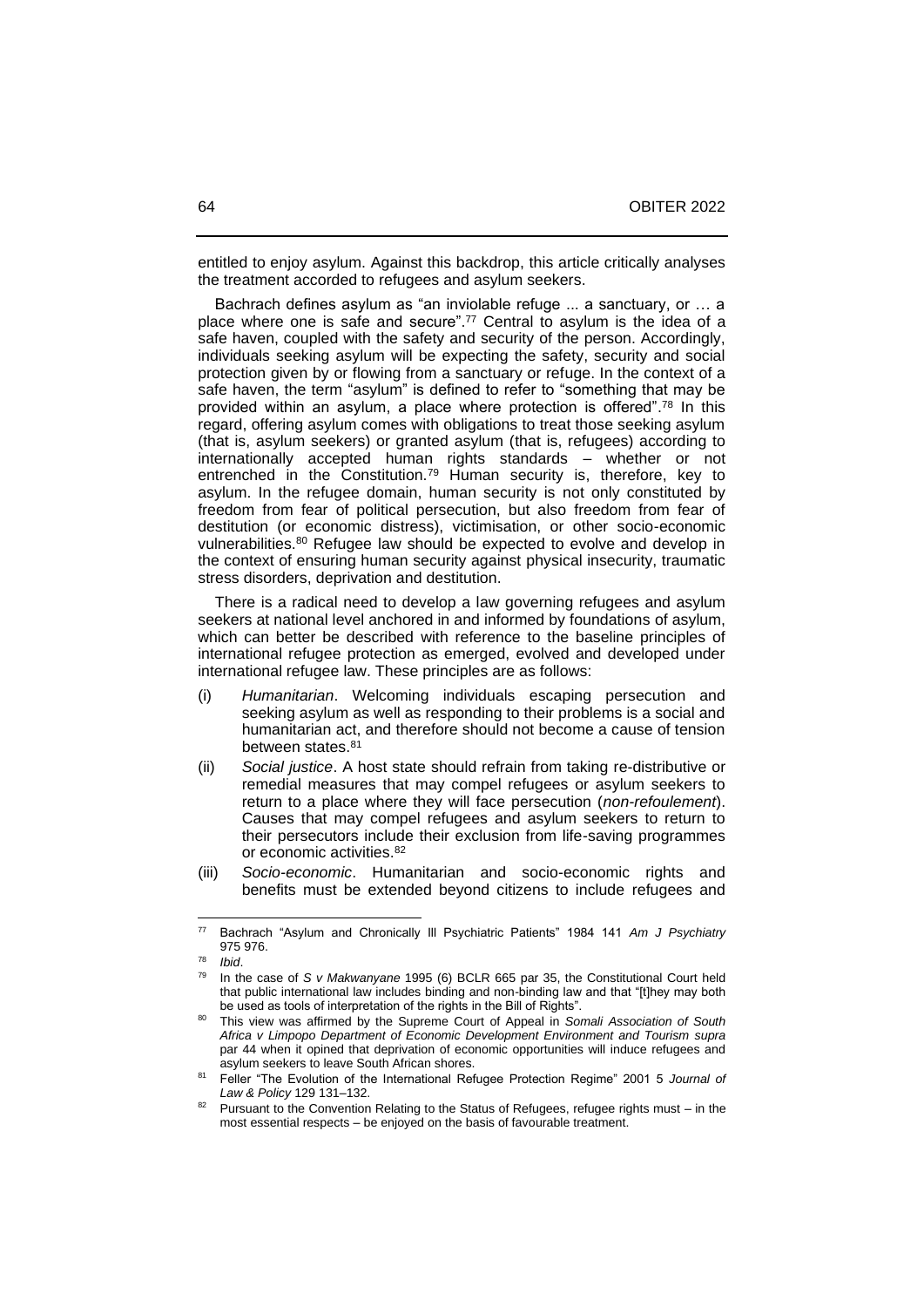entitled to enjoy asylum. Against this backdrop, this article critically analyses the treatment accorded to refugees and asylum seekers.

Bachrach defines asylum as "an inviolable refuge ... a sanctuary, or … a place where one is safe and secure".[77] Central to asylum is the idea of a safe haven, coupled with the safety and security of the person. Accordingly, individuals seeking asylum will be expecting the safety, security and social protection given by or flowing from a sanctuary or refuge. In the context of a safe haven, the term "asylum" is defined to refer to "something that may be provided within an asylum, a place where protection is offered".[78] In this regard, offering asylum comes with obligations to treat those seeking asylum (that is, asylum seekers) or granted asylum (that is, refugees) according to internationally accepted human rights standards – whether or not entrenched in the Constitution.[79] Human security is, therefore, key to asylum. In the refugee domain, human security is not only constituted by freedom from fear of political persecution, but also freedom from fear of destitution (or economic distress), victimisation, or other socio-economic vulnerabilities.[80] Refugee law should be expected to evolve and develop in the context of ensuring human security against physical insecurity, traumatic stress disorders, deprivation and destitution.

There is a radical need to develop a law governing refugees and asylum seekers at national level anchored in and informed by foundations of asylum, which can better be described with reference to the baseline principles of international refugee protection as emerged, evolved and developed under international refugee law. These principles are as follows:

(i) *Humanitarian*. Welcoming individuals escaping persecution and seeking asylum as well as responding to their problems is a social and humanitarian act, and therefore should not become a cause of tension between states.[81]

(ii) *Social justice*. A host state should refrain from taking re-distributive or remedial measures that may compel refugees or asylum seekers to return to a place where they will face persecution (*non-refoulement*). Causes that may compel refugees and asylum seekers to return to their persecutors include their exclusion from life-saving programmes or economic activities.[82]

(iii) *Socio-economic*. Humanitarian and socio-economic rights and benefits must be extended beyond citizens to include refugees and

---

[77] Bachrach "Asylum and Chronically Ill Psychiatric Patients" 1984 141 *Am J Psychiatry* 975 976.

[78] *Ibid*.

[79] In the case of *S v Makwanyane* 1995 (6) BCLR 665 par 35, the Constitutional Court held that public international law includes binding and non-binding law and that "[t]hey may both be used as tools of interpretation of the rights in the Bill of Rights".

[80] This view was affirmed by the Supreme Court of Appeal in *Somali Association of South Africa v Limpopo Department of Economic Development Environment and Tourism supra* par 44 when it opined that deprivation of economic opportunities will induce refugees and asylum seekers to leave South African shores.

[81] Feller "The Evolution of the International Refugee Protection Regime" 2001 5 *Journal of Law & Policy* 129 131–132.

[82] Pursuant to the Convention Relating to the Status of Refugees, refugee rights must – in the most essential respects – be enjoyed on the basis of favourable treatment.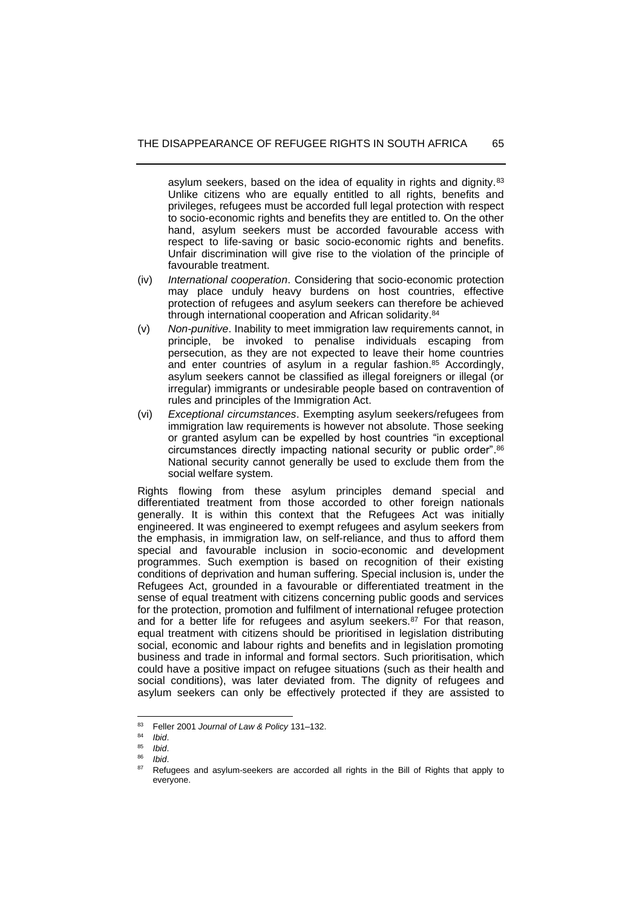asylum seekers, based on the idea of equality in rights and dignity.[83] Unlike citizens who are equally entitled to all rights, benefits and privileges, refugees must be accorded full legal protection with respect to socio-economic rights and benefits they are entitled to. On the other hand, asylum seekers must be accorded favourable access with respect to life-saving or basic socio-economic rights and benefits. Unfair discrimination will give rise to the violation of the principle of favourable treatment.

(iv) *International cooperation*. Considering that socio-economic protection may place unduly heavy burdens on host countries, effective protection of refugees and asylum seekers can therefore be achieved through international cooperation and African solidarity.[84]

(v) *Non-punitive*. Inability to meet immigration law requirements cannot, in principle, be invoked to penalise individuals escaping from persecution, as they are not expected to leave their home countries and enter countries of asylum in a regular fashion.[85] Accordingly, asylum seekers cannot be classified as illegal foreigners or illegal (or irregular) immigrants or undesirable people based on contravention of rules and principles of the Immigration Act.

(vi) *Exceptional circumstances*. Exempting asylum seekers/refugees from immigration law requirements is however not absolute. Those seeking or granted asylum can be expelled by host countries "in exceptional circumstances directly impacting national security or public order".[86] National security cannot generally be used to exclude them from the social welfare system.

Rights flowing from these asylum principles demand special and differentiated treatment from those accorded to other foreign nationals generally. It is within this context that the Refugees Act was initially engineered. It was engineered to exempt refugees and asylum seekers from the emphasis, in immigration law, on self-reliance, and thus to afford them special and favourable inclusion in socio-economic and development programmes. Such exemption is based on recognition of their existing conditions of deprivation and human suffering. Special inclusion is, under the Refugees Act, grounded in a favourable or differentiated treatment in the sense of equal treatment with citizens concerning public goods and services for the protection, promotion and fulfilment of international refugee protection and for a better life for refugees and asylum seekers.[87] For that reason, equal treatment with citizens should be prioritised in legislation distributing social, economic and labour rights and benefits and in legislation promoting business and trade in informal and formal sectors. Such prioritisation, which could have a positive impact on refugee situations (such as their health and social conditions), was later deviated from. The dignity of refugees and asylum seekers can only be effectively protected if they are assisted to

---

[83] Feller 2001 *Journal of Law & Policy* 131–132.

[84] *Ibid*.

[85] *Ibid*.

[86] *Ibid*.

[87] Refugees and asylum-seekers are accorded all rights in the Bill of Rights that apply to everyone.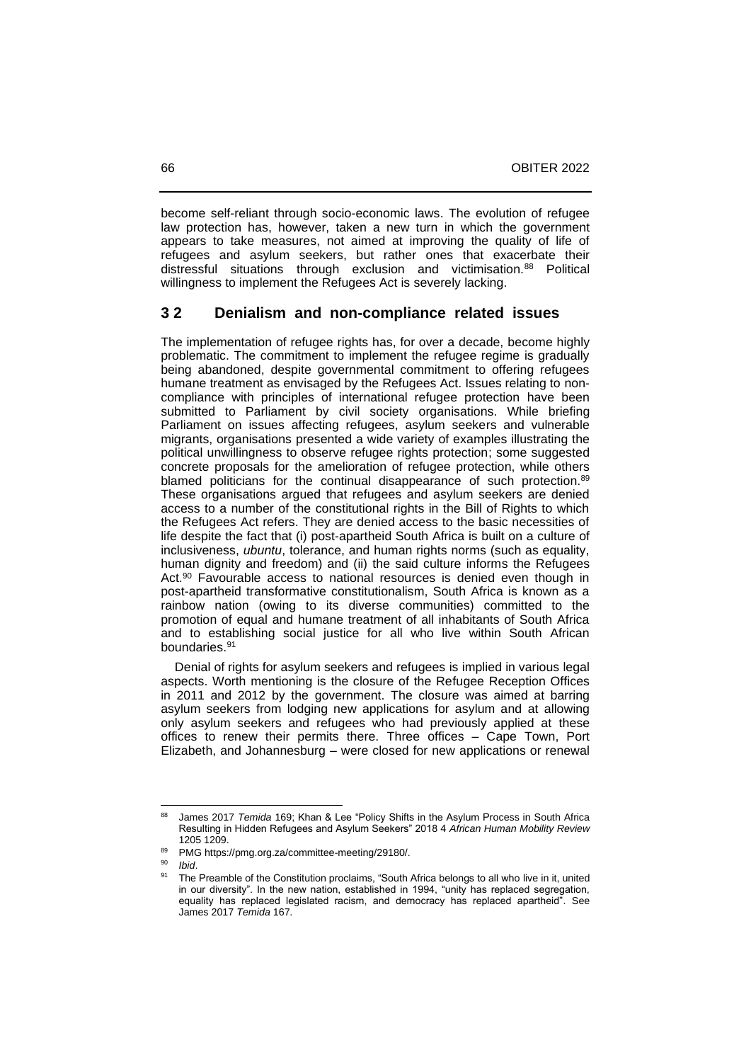become self-reliant through socio-economic laws. The evolution of refugee law protection has, however, taken a new turn in which the government appears to take measures, not aimed at improving the quality of life of refugees and asylum seekers, but rather ones that exacerbate their distressful situations through exclusion and victimisation.[88] Political willingness to implement the Refugees Act is severely lacking.

## 3 2 Denialism and non-compliance related issues

The implementation of refugee rights has, for over a decade, become highly problematic. The commitment to implement the refugee regime is gradually being abandoned, despite governmental commitment to offering refugees humane treatment as envisaged by the Refugees Act. Issues relating to non-compliance with principles of international refugee protection have been submitted to Parliament by civil society organisations. While briefing Parliament on issues affecting refugees, asylum seekers and vulnerable migrants, organisations presented a wide variety of examples illustrating the political unwillingness to observe refugee rights protection; some suggested concrete proposals for the amelioration of refugee protection, while others blamed politicians for the continual disappearance of such protection.[89] These organisations argued that refugees and asylum seekers are denied access to a number of the constitutional rights in the Bill of Rights to which the Refugees Act refers. They are denied access to the basic necessities of life despite the fact that (i) post-apartheid South Africa is built on a culture of inclusiveness, *ubuntu*, tolerance, and human rights norms (such as equality, human dignity and freedom) and (ii) the said culture informs the Refugees Act.[90] Favourable access to national resources is denied even though in post-apartheid transformative constitutionalism, South Africa is known as a rainbow nation (owing to its diverse communities) committed to the promotion of equal and humane treatment of all inhabitants of South Africa and to establishing social justice for all who live within South African boundaries.[91]

Denial of rights for asylum seekers and refugees is implied in various legal aspects. Worth mentioning is the closure of the Refugee Reception Offices in 2011 and 2012 by the government. The closure was aimed at barring asylum seekers from lodging new applications for asylum and at allowing only asylum seekers and refugees who had previously applied at these offices to renew their permits there. Three offices – Cape Town, Port Elizabeth, and Johannesburg – were closed for new applications or renewal

---

[88] James 2017 *Temida* 169; Khan & Lee "Policy Shifts in the Asylum Process in South Africa Resulting in Hidden Refugees and Asylum Seekers" 2018 4 *African Human Mobility Review* 1205 1209.

[89] PMG https://pmg.org.za/committee-meeting/29180/.

[90] *Ibid*.

[91] The Preamble of the Constitution proclaims, "South Africa belongs to all who live in it, united in our diversity". In the new nation, established in 1994, "unity has replaced segregation, equality has replaced legislated racism, and democracy has replaced apartheid". See James 2017 *Temida* 167.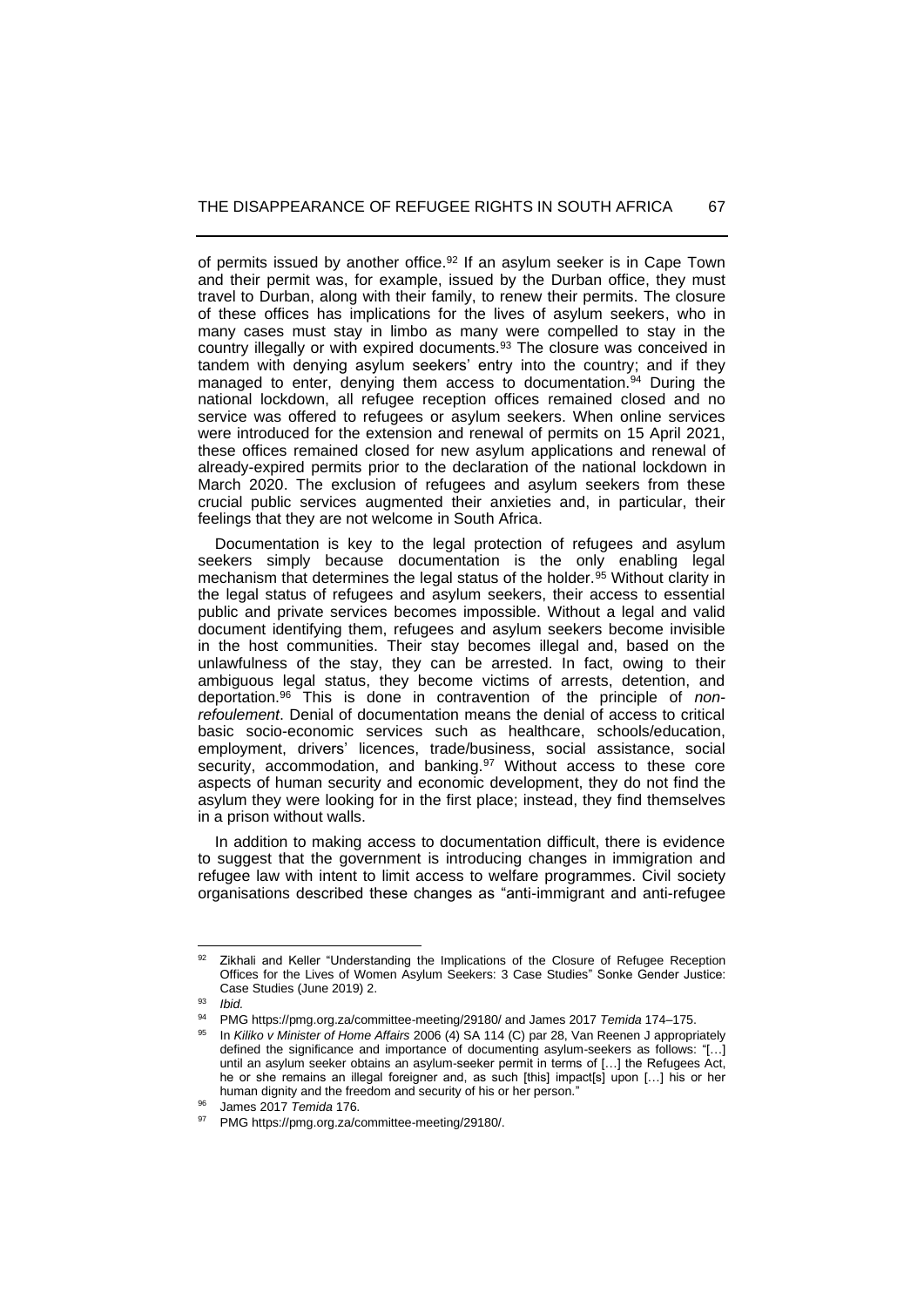of permits issued by another office.[92] If an asylum seeker is in Cape Town and their permit was, for example, issued by the Durban office, they must travel to Durban, along with their family, to renew their permits. The closure of these offices has implications for the lives of asylum seekers, who in many cases must stay in limbo as many were compelled to stay in the country illegally or with expired documents.[93] The closure was conceived in tandem with denying asylum seekers' entry into the country; and if they managed to enter, denying them access to documentation.[94] During the national lockdown, all refugee reception offices remained closed and no service was offered to refugees or asylum seekers. When online services were introduced for the extension and renewal of permits on 15 April 2021, these offices remained closed for new asylum applications and renewal of already-expired permits prior to the declaration of the national lockdown in March 2020. The exclusion of refugees and asylum seekers from these crucial public services augmented their anxieties and, in particular, their feelings that they are not welcome in South Africa.

Documentation is key to the legal protection of refugees and asylum seekers simply because documentation is the only enabling legal mechanism that determines the legal status of the holder.[95] Without clarity in the legal status of refugees and asylum seekers, their access to essential public and private services becomes impossible. Without a legal and valid document identifying them, refugees and asylum seekers become invisible in the host communities. Their stay becomes illegal and, based on the unlawfulness of the stay, they can be arrested. In fact, owing to their ambiguous legal status, they become victims of arrests, detention, and deportation.[96] This is done in contravention of the principle of *non-refoulement*. Denial of documentation means the denial of access to critical basic socio-economic services such as healthcare, schools/education, employment, drivers' licences, trade/business, social assistance, social security, accommodation, and banking.[97] Without access to these core aspects of human security and economic development, they do not find the asylum they were looking for in the first place; instead, they find themselves in a prison without walls.

In addition to making access to documentation difficult, there is evidence to suggest that the government is introducing changes in immigration and refugee law with intent to limit access to welfare programmes. Civil society organisations described these changes as "anti-immigrant and anti-refugee

---

[92] Zikhali and Keller "Understanding the Implications of the Closure of Refugee Reception Offices for the Lives of Women Asylum Seekers: 3 Case Studies" Sonke Gender Justice: Case Studies (June 2019) 2.

[93] *Ibid.*

[94] PMG https://pmg.org.za/committee-meeting/29180/ and James 2017 *Temida* 174–175.

[95] In *Kiliko v Minister of Home Affairs* 2006 (4) SA 114 (C) par 28, Van Reenen J appropriately defined the significance and importance of documenting asylum-seekers as follows: "[…] until an asylum seeker obtains an asylum-seeker permit in terms of […] the Refugees Act, he or she remains an illegal foreigner and, as such [this] impact[s] upon […] his or her human dignity and the freedom and security of his or her person."

[96] James 2017 *Temida* 176.

[97] PMG https://pmg.org.za/committee-meeting/29180/.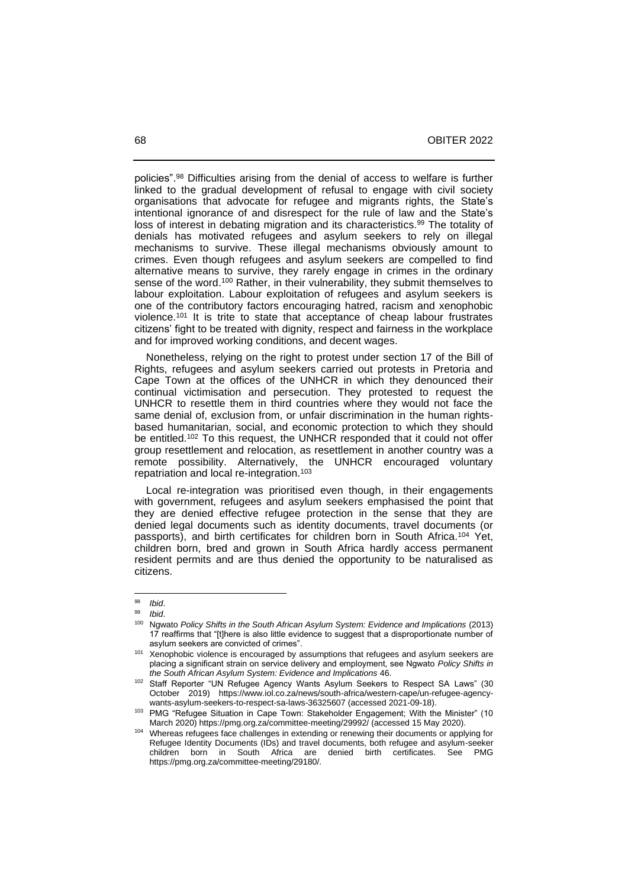policies".[98] Difficulties arising from the denial of access to welfare is further linked to the gradual development of refusal to engage with civil society organisations that advocate for refugee and migrants rights, the State's intentional ignorance of and disrespect for the rule of law and the State's loss of interest in debating migration and its characteristics.[99] The totality of denials has motivated refugees and asylum seekers to rely on illegal mechanisms to survive. These illegal mechanisms obviously amount to crimes. Even though refugees and asylum seekers are compelled to find alternative means to survive, they rarely engage in crimes in the ordinary sense of the word.[100] Rather, in their vulnerability, they submit themselves to labour exploitation. Labour exploitation of refugees and asylum seekers is one of the contributory factors encouraging hatred, racism and xenophobic violence.[101] It is trite to state that acceptance of cheap labour frustrates citizens' fight to be treated with dignity, respect and fairness in the workplace and for improved working conditions, and decent wages.

Nonetheless, relying on the right to protest under section 17 of the Bill of Rights, refugees and asylum seekers carried out protests in Pretoria and Cape Town at the offices of the UNHCR in which they denounced their continual victimisation and persecution. They protested to request the UNHCR to resettle them in third countries where they would not face the same denial of, exclusion from, or unfair discrimination in the human rights-based humanitarian, social, and economic protection to which they should be entitled.[102] To this request, the UNHCR responded that it could not offer group resettlement and relocation, as resettlement in another country was a remote possibility. Alternatively, the UNHCR encouraged voluntary repatriation and local re-integration.[103]

Local re-integration was prioritised even though, in their engagements with government, refugees and asylum seekers emphasised the point that they are denied effective refugee protection in the sense that they are denied legal documents such as identity documents, travel documents (or passports), and birth certificates for children born in South Africa.[104] Yet, children born, bred and grown in South Africa hardly access permanent resident permits and are thus denied the opportunity to be naturalised as citizens.

---

[98] *Ibid*.

[99] *Ibid*.

[100] Ngwato *Policy Shifts in the South African Asylum System: Evidence and Implications* (2013) 17 reaffirms that "[t]here is also little evidence to suggest that a disproportionate number of asylum seekers are convicted of crimes".

[101] Xenophobic violence is encouraged by assumptions that refugees and asylum seekers are placing a significant strain on service delivery and employment, see Ngwato *Policy Shifts in the South African Asylum System: Evidence and Implications* 46.

[102] Staff Reporter "UN Refugee Agency Wants Asylum Seekers to Respect SA Laws" (30 October 2019) https://www.iol.co.za/news/south-africa/western-cape/un-refugee-agency-wants-asylum-seekers-to-respect-sa-laws-36325607 (accessed 2021-09-18).

[103] PMG "Refugee Situation in Cape Town: Stakeholder Engagement; With the Minister" (10 March 2020) https://pmg.org.za/committee-meeting/29992/ (accessed 15 May 2020).

[104] Whereas refugees face challenges in extending or renewing their documents or applying for Refugee Identity Documents (IDs) and travel documents, both refugee and asylum-seeker children born in South Africa are denied birth certificates. See PMG https://pmg.org.za/committee-meeting/29180/.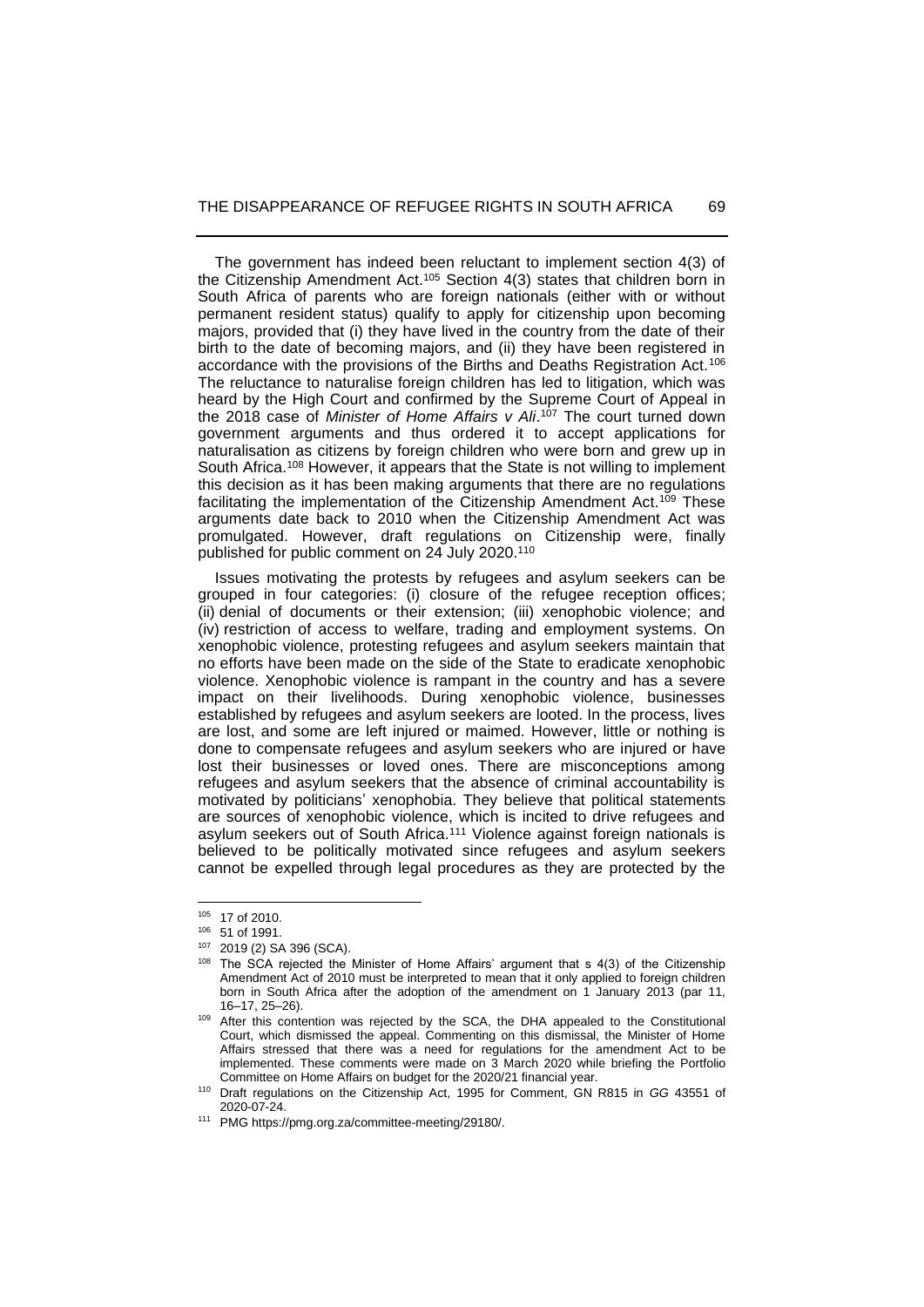The government has indeed been reluctant to implement section 4(3) of the Citizenship Amendment Act.[105] Section 4(3) states that children born in South Africa of parents who are foreign nationals (either with or without permanent resident status) qualify to apply for citizenship upon becoming majors, provided that (i) they have lived in the country from the date of their birth to the date of becoming majors, and (ii) they have been registered in accordance with the provisions of the Births and Deaths Registration Act.[106] The reluctance to naturalise foreign children has led to litigation, which was heard by the High Court and confirmed by the Supreme Court of Appeal in the 2018 case of *Minister of Home Affairs v Ali*.[107] The court turned down government arguments and thus ordered it to accept applications for naturalisation as citizens by foreign children who were born and grew up in South Africa.[108] However, it appears that the State is not willing to implement this decision as it has been making arguments that there are no regulations facilitating the implementation of the Citizenship Amendment Act.[109] These arguments date back to 2010 when the Citizenship Amendment Act was promulgated. However, draft regulations on Citizenship were, finally published for public comment on 24 July 2020.[110]

Issues motivating the protests by refugees and asylum seekers can be grouped in four categories: (i) closure of the refugee reception offices; (ii) denial of documents or their extension; (iii) xenophobic violence; and (iv) restriction of access to welfare, trading and employment systems. On xenophobic violence, protesting refugees and asylum seekers maintain that no efforts have been made on the side of the State to eradicate xenophobic violence. Xenophobic violence is rampant in the country and has a severe impact on their livelihoods. During xenophobic violence, businesses established by refugees and asylum seekers are looted. In the process, lives are lost, and some are left injured or maimed. However, little or nothing is done to compensate refugees and asylum seekers who are injured or have lost their businesses or loved ones. There are misconceptions among refugees and asylum seekers that the absence of criminal accountability is motivated by politicians' xenophobia. They believe that political statements are sources of xenophobic violence, which is incited to drive refugees and asylum seekers out of South Africa.[111] Violence against foreign nationals is believed to be politically motivated since refugees and asylum seekers cannot be expelled through legal procedures as they are protected by the

---

[105] 17 of 2010.

[106] 51 of 1991.

[107] 2019 (2) SA 396 (SCA).

[108] The SCA rejected the Minister of Home Affairs' argument that s 4(3) of the Citizenship Amendment Act of 2010 must be interpreted to mean that it only applied to foreign children born in South Africa after the adoption of the amendment on 1 January 2013 (par 11, 16–17, 25–26).

[109] After this contention was rejected by the SCA, the DHA appealed to the Constitutional Court, which dismissed the appeal. Commenting on this dismissal, the Minister of Home Affairs stressed that there was a need for regulations for the amendment Act to be implemented. These comments were made on 3 March 2020 while briefing the Portfolio Committee on Home Affairs on budget for the 2020/21 financial year.

[110] Draft regulations on the Citizenship Act, 1995 for Comment, GN R815 in *GG* 43551 of 2020-07-24.

[111] PMG https://pmg.org.za/committee-meeting/29180/.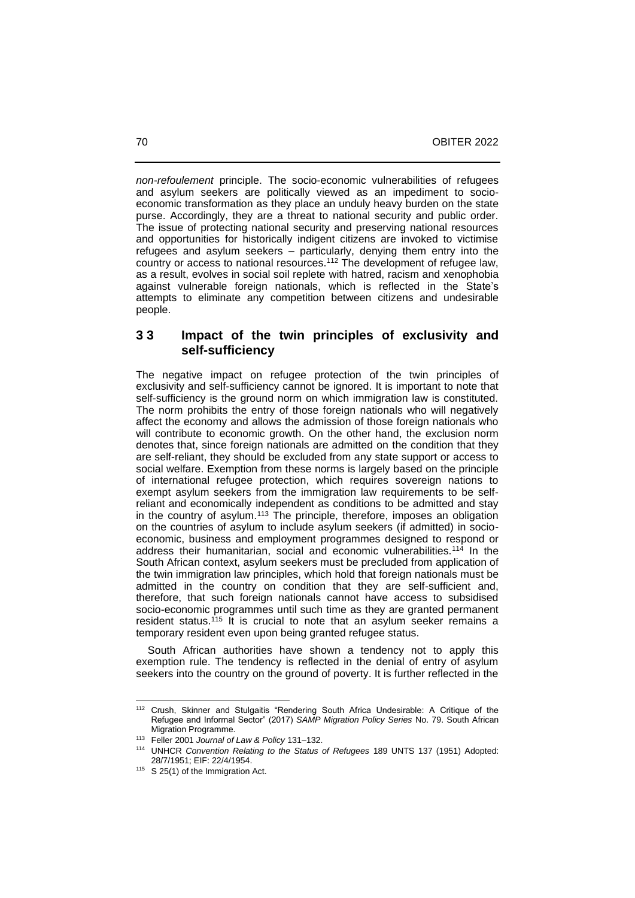*non-refoulement* principle. The socio-economic vulnerabilities of refugees and asylum seekers are politically viewed as an impediment to socio-economic transformation as they place an unduly heavy burden on the state purse. Accordingly, they are a threat to national security and public order. The issue of protecting national security and preserving national resources and opportunities for historically indigent citizens are invoked to victimise refugees and asylum seekers – particularly, denying them entry into the country or access to national resources.[112] The development of refugee law, as a result, evolves in social soil replete with hatred, racism and xenophobia against vulnerable foreign nationals, which is reflected in the State's attempts to eliminate any competition between citizens and undesirable people.

## 3 3 Impact of the twin principles of exclusivity and self-sufficiency

The negative impact on refugee protection of the twin principles of exclusivity and self-sufficiency cannot be ignored. It is important to note that self-sufficiency is the ground norm on which immigration law is constituted. The norm prohibits the entry of those foreign nationals who will negatively affect the economy and allows the admission of those foreign nationals who will contribute to economic growth. On the other hand, the exclusion norm denotes that, since foreign nationals are admitted on the condition that they are self-reliant, they should be excluded from any state support or access to social welfare. Exemption from these norms is largely based on the principle of international refugee protection, which requires sovereign nations to exempt asylum seekers from the immigration law requirements to be self-reliant and economically independent as conditions to be admitted and stay in the country of asylum.[113] The principle, therefore, imposes an obligation on the countries of asylum to include asylum seekers (if admitted) in socio-economic, business and employment programmes designed to respond or address their humanitarian, social and economic vulnerabilities.[114] In the South African context, asylum seekers must be precluded from application of the twin immigration law principles, which hold that foreign nationals must be admitted in the country on condition that they are self-sufficient and, therefore, that such foreign nationals cannot have access to subsidised socio-economic programmes until such time as they are granted permanent resident status.[115] It is crucial to note that an asylum seeker remains a temporary resident even upon being granted refugee status.

South African authorities have shown a tendency not to apply this exemption rule. The tendency is reflected in the denial of entry of asylum seekers into the country on the ground of poverty. It is further reflected in the

---

[112] Crush, Skinner and Stulgaitis "Rendering South Africa Undesirable: A Critique of the Refugee and Informal Sector" (2017) *SAMP Migration Policy Series* No. 79. South African Migration Programme.

[113] Feller 2001 *Journal of Law & Policy* 131–132.

[114] UNHCR *Convention Relating to the Status of Refugees* 189 UNTS 137 (1951) Adopted: 28/7/1951; EIF: 22/4/1954.

[115] S 25(1) of the Immigration Act.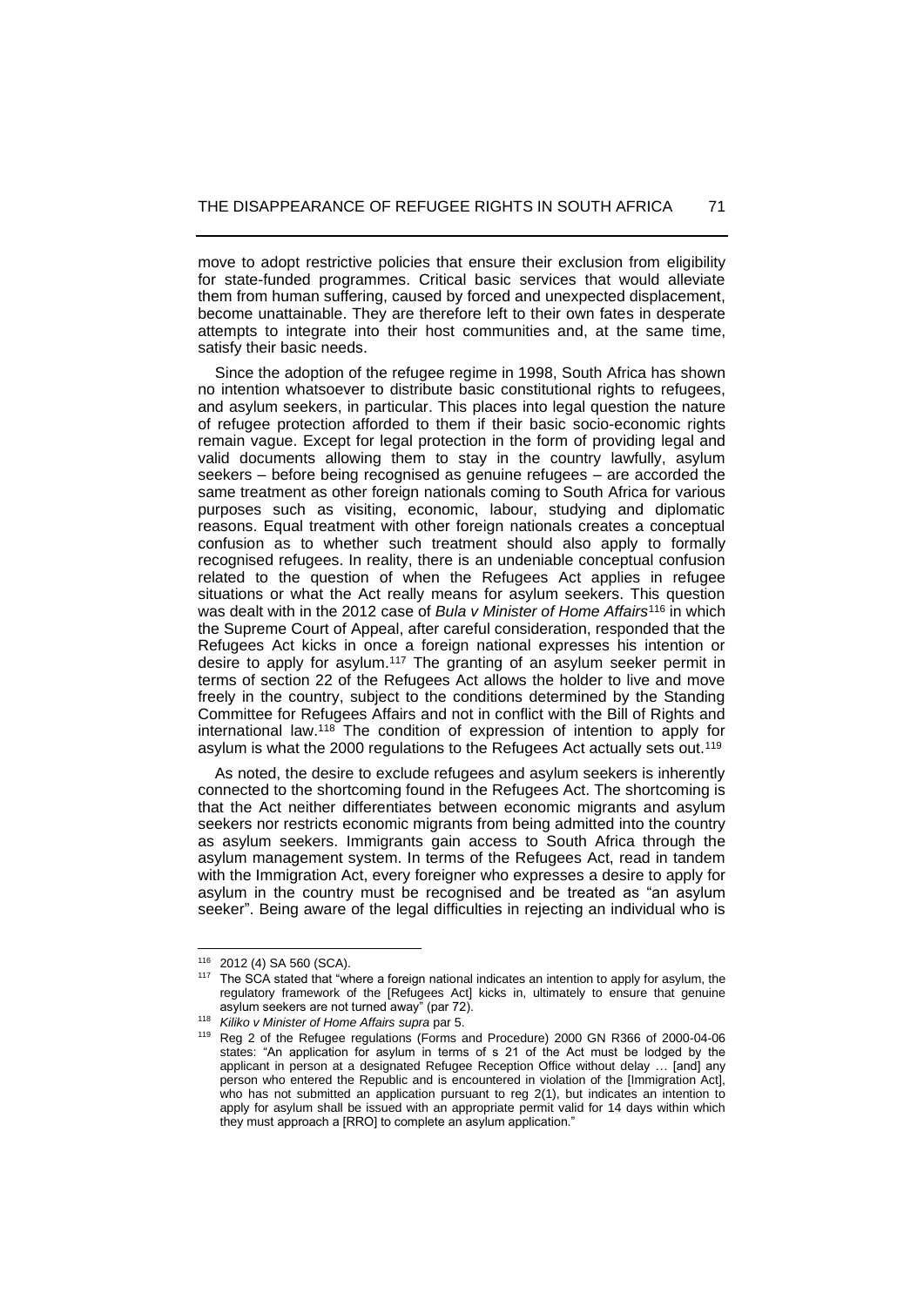move to adopt restrictive policies that ensure their exclusion from eligibility for state-funded programmes. Critical basic services that would alleviate them from human suffering, caused by forced and unexpected displacement, become unattainable. They are therefore left to their own fates in desperate attempts to integrate into their host communities and, at the same time, satisfy their basic needs.

Since the adoption of the refugee regime in 1998, South Africa has shown no intention whatsoever to distribute basic constitutional rights to refugees, and asylum seekers, in particular. This places into legal question the nature of refugee protection afforded to them if their basic socio-economic rights remain vague. Except for legal protection in the form of providing legal and valid documents allowing them to stay in the country lawfully, asylum seekers – before being recognised as genuine refugees – are accorded the same treatment as other foreign nationals coming to South Africa for various purposes such as visiting, economic, labour, studying and diplomatic reasons. Equal treatment with other foreign nationals creates a conceptual confusion as to whether such treatment should also apply to formally recognised refugees. In reality, there is an undeniable conceptual confusion related to the question of when the Refugees Act applies in refugee situations or what the Act really means for asylum seekers. This question was dealt with in the 2012 case of *Bula v Minister of Home Affairs*[116] in which the Supreme Court of Appeal, after careful consideration, responded that the Refugees Act kicks in once a foreign national expresses his intention or desire to apply for asylum.[117] The granting of an asylum seeker permit in terms of section 22 of the Refugees Act allows the holder to live and move freely in the country, subject to the conditions determined by the Standing Committee for Refugees Affairs and not in conflict with the Bill of Rights and international law.[118] The condition of expression of intention to apply for asylum is what the 2000 regulations to the Refugees Act actually sets out.[119]

As noted, the desire to exclude refugees and asylum seekers is inherently connected to the shortcoming found in the Refugees Act. The shortcoming is that the Act neither differentiates between economic migrants and asylum seekers nor restricts economic migrants from being admitted into the country as asylum seekers. Immigrants gain access to South Africa through the asylum management system. In terms of the Refugees Act, read in tandem with the Immigration Act, every foreigner who expresses a desire to apply for asylum in the country must be recognised and be treated as "an asylum seeker". Being aware of the legal difficulties in rejecting an individual who is

---

[116] 2012 (4) SA 560 (SCA).

[117] The SCA stated that "where a foreign national indicates an intention to apply for asylum, the regulatory framework of the [Refugees Act] kicks in, ultimately to ensure that genuine asylum seekers are not turned away" (par 72).

[118] *Kiliko v Minister of Home Affairs supra* par 5.

[119] Reg 2 of the Refugee regulations (Forms and Procedure) 2000 GN R366 of 2000-04-06 states: "An application for asylum in terms of s 21 of the Act must be lodged by the applicant in person at a designated Refugee Reception Office without delay … [and] any person who entered the Republic and is encountered in violation of the [Immigration Act], who has not submitted an application pursuant to reg 2(1), but indicates an intention to apply for asylum shall be issued with an appropriate permit valid for 14 days within which they must approach a [RRO] to complete an asylum application."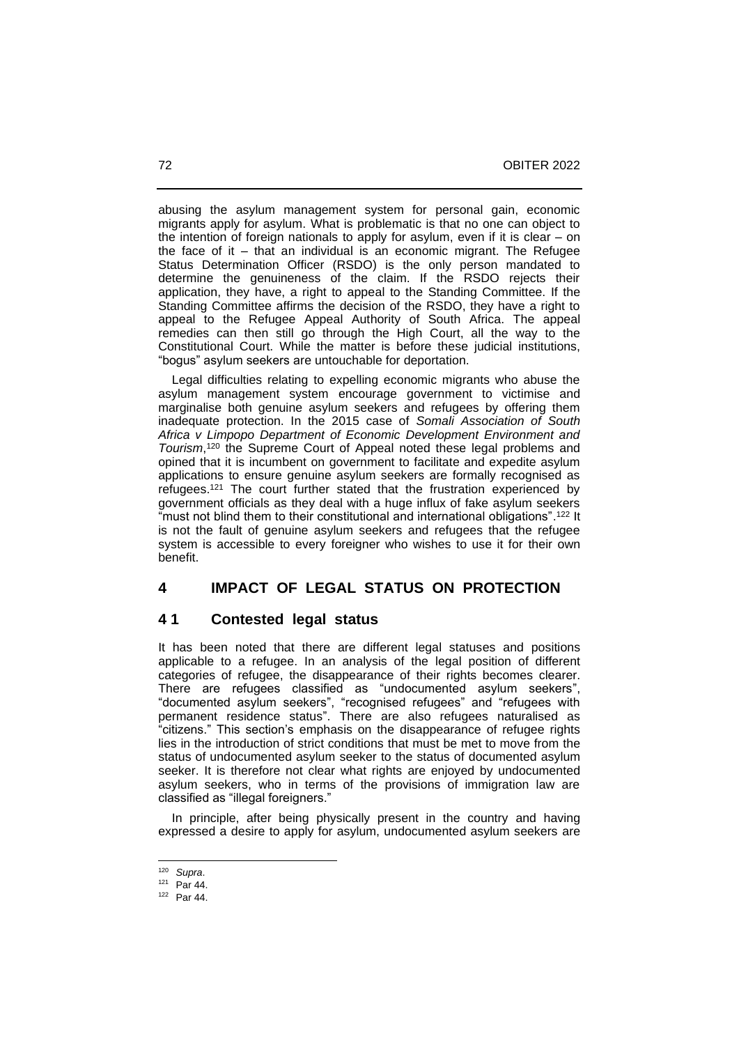abusing the asylum management system for personal gain, economic migrants apply for asylum. What is problematic is that no one can object to the intention of foreign nationals to apply for asylum, even if it is clear – on the face of it – that an individual is an economic migrant. The Refugee Status Determination Officer (RSDO) is the only person mandated to determine the genuineness of the claim. If the RSDO rejects their application, they have, a right to appeal to the Standing Committee. If the Standing Committee affirms the decision of the RSDO, they have a right to appeal to the Refugee Appeal Authority of South Africa. The appeal remedies can then still go through the High Court, all the way to the Constitutional Court. While the matter is before these judicial institutions, "bogus" asylum seekers are untouchable for deportation.

Legal difficulties relating to expelling economic migrants who abuse the asylum management system encourage government to victimise and marginalise both genuine asylum seekers and refugees by offering them inadequate protection. In the 2015 case of *Somali Association of South Africa v Limpopo Department of Economic Development Environment and Tourism*,[120] the Supreme Court of Appeal noted these legal problems and opined that it is incumbent on government to facilitate and expedite asylum applications to ensure genuine asylum seekers are formally recognised as refugees.[121] The court further stated that the frustration experienced by government officials as they deal with a huge influx of fake asylum seekers "must not blind them to their constitutional and international obligations".[122] It is not the fault of genuine asylum seekers and refugees that the refugee system is accessible to every foreigner who wishes to use it for their own benefit.

## 4 IMPACT OF LEGAL STATUS ON PROTECTION

### 4 1 Contested legal status

It has been noted that there are different legal statuses and positions applicable to a refugee. In an analysis of the legal position of different categories of refugee, the disappearance of their rights becomes clearer. There are refugees classified as "undocumented asylum seekers", "documented asylum seekers", "recognised refugees" and "refugees with permanent residence status". There are also refugees naturalised as "citizens." This section's emphasis on the disappearance of refugee rights lies in the introduction of strict conditions that must be met to move from the status of undocumented asylum seeker to the status of documented asylum seeker. It is therefore not clear what rights are enjoyed by undocumented asylum seekers, who in terms of the provisions of immigration law are classified as "illegal foreigners."

In principle, after being physically present in the country and having expressed a desire to apply for asylum, undocumented asylum seekers are

---

[120] *Supra*.

[121] Par 44.

[122] Par 44.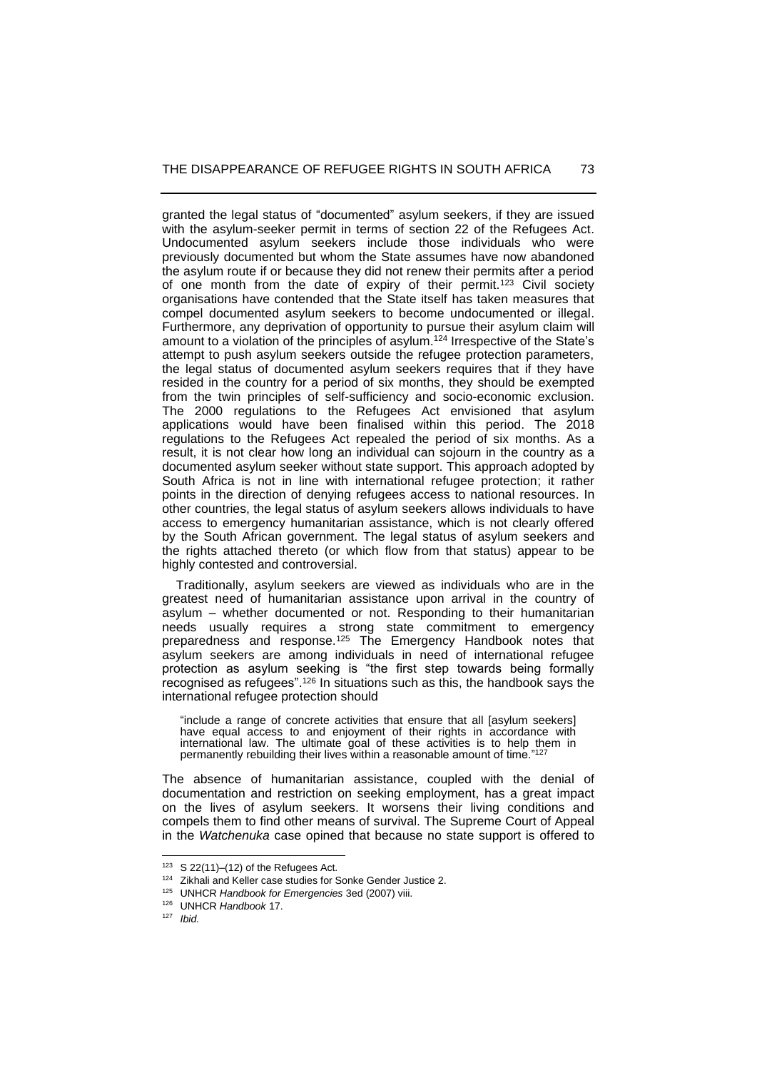granted the legal status of "documented" asylum seekers, if they are issued with the asylum-seeker permit in terms of section 22 of the Refugees Act. Undocumented asylum seekers include those individuals who were previously documented but whom the State assumes have now abandoned the asylum route if or because they did not renew their permits after a period of one month from the date of expiry of their permit.[123] Civil society organisations have contended that the State itself has taken measures that compel documented asylum seekers to become undocumented or illegal. Furthermore, any deprivation of opportunity to pursue their asylum claim will amount to a violation of the principles of asylum.[124] Irrespective of the State's attempt to push asylum seekers outside the refugee protection parameters, the legal status of documented asylum seekers requires that if they have resided in the country for a period of six months, they should be exempted from the twin principles of self-sufficiency and socio-economic exclusion. The 2000 regulations to the Refugees Act envisioned that asylum applications would have been finalised within this period. The 2018 regulations to the Refugees Act repealed the period of six months. As a result, it is not clear how long an individual can sojourn in the country as a documented asylum seeker without state support. This approach adopted by South Africa is not in line with international refugee protection; it rather points in the direction of denying refugees access to national resources. In other countries, the legal status of asylum seekers allows individuals to have access to emergency humanitarian assistance, which is not clearly offered by the South African government. The legal status of asylum seekers and the rights attached thereto (or which flow from that status) appear to be highly contested and controversial.

Traditionally, asylum seekers are viewed as individuals who are in the greatest need of humanitarian assistance upon arrival in the country of asylum – whether documented or not. Responding to their humanitarian needs usually requires a strong state commitment to emergency preparedness and response.[125] The Emergency Handbook notes that asylum seekers are among individuals in need of international refugee protection as asylum seeking is "the first step towards being formally recognised as refugees".[126] In situations such as this, the handbook says the international refugee protection should

> "include a range of concrete activities that ensure that all [asylum seekers] have equal access to and enjoyment of their rights in accordance with international law. The ultimate goal of these activities is to help them in permanently rebuilding their lives within a reasonable amount of time."[127]

The absence of humanitarian assistance, coupled with the denial of documentation and restriction on seeking employment, has a great impact on the lives of asylum seekers. It worsens their living conditions and compels them to find other means of survival. The Supreme Court of Appeal in the *Watchenuka* case opined that because no state support is offered to

---

[123] S 22(11)–(12) of the Refugees Act.

[124] Zikhali and Keller case studies for Sonke Gender Justice 2.

[125] UNHCR *Handbook for Emergencies* 3ed (2007) viii.

[126] UNHCR *Handbook* 17.

[127] *Ibid.*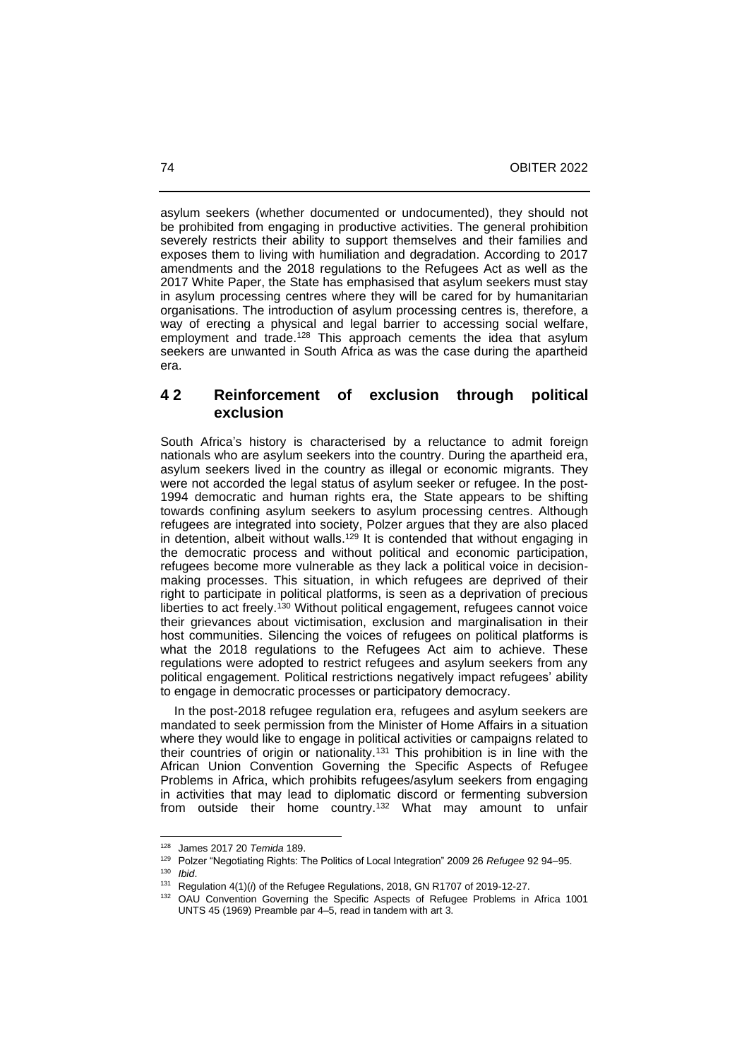asylum seekers (whether documented or undocumented), they should not be prohibited from engaging in productive activities. The general prohibition severely restricts their ability to support themselves and their families and exposes them to living with humiliation and degradation. According to 2017 amendments and the 2018 regulations to the Refugees Act as well as the 2017 White Paper, the State has emphasised that asylum seekers must stay in asylum processing centres where they will be cared for by humanitarian organisations. The introduction of asylum processing centres is, therefore, a way of erecting a physical and legal barrier to accessing social welfare, employment and trade.[128] This approach cements the idea that asylum seekers are unwanted in South Africa as was the case during the apartheid era.

## 4 2 Reinforcement of exclusion through political exclusion

South Africa's history is characterised by a reluctance to admit foreign nationals who are asylum seekers into the country. During the apartheid era, asylum seekers lived in the country as illegal or economic migrants. They were not accorded the legal status of asylum seeker or refugee. In the post-1994 democratic and human rights era, the State appears to be shifting towards confining asylum seekers to asylum processing centres. Although refugees are integrated into society, Polzer argues that they are also placed in detention, albeit without walls.[129] It is contended that without engaging in the democratic process and without political and economic participation, refugees become more vulnerable as they lack a political voice in decision-making processes. This situation, in which refugees are deprived of their right to participate in political platforms, is seen as a deprivation of precious liberties to act freely.[130] Without political engagement, refugees cannot voice their grievances about victimisation, exclusion and marginalisation in their host communities. Silencing the voices of refugees on political platforms is what the 2018 regulations to the Refugees Act aim to achieve. These regulations were adopted to restrict refugees and asylum seekers from any political engagement. Political restrictions negatively impact refugees' ability to engage in democratic processes or participatory democracy.

In the post-2018 refugee regulation era, refugees and asylum seekers are mandated to seek permission from the Minister of Home Affairs in a situation where they would like to engage in political activities or campaigns related to their countries of origin or nationality.[131] This prohibition is in line with the African Union Convention Governing the Specific Aspects of Refugee Problems in Africa, which prohibits refugees/asylum seekers from engaging in activities that may lead to diplomatic discord or fermenting subversion from outside their home country.[132] What may amount to unfair

---

[128] James 2017 20 *Temida* 189.

[129] Polzer "Negotiating Rights: The Politics of Local Integration" 2009 26 *Refugee* 92 94–95.

[130] *Ibid*.

[131] Regulation 4(1)(*i*) of the Refugee Regulations, 2018, GN R1707 of 2019-12-27.

[132] OAU Convention Governing the Specific Aspects of Refugee Problems in Africa 1001 UNTS 45 (1969) Preamble par 4–5, read in tandem with art 3.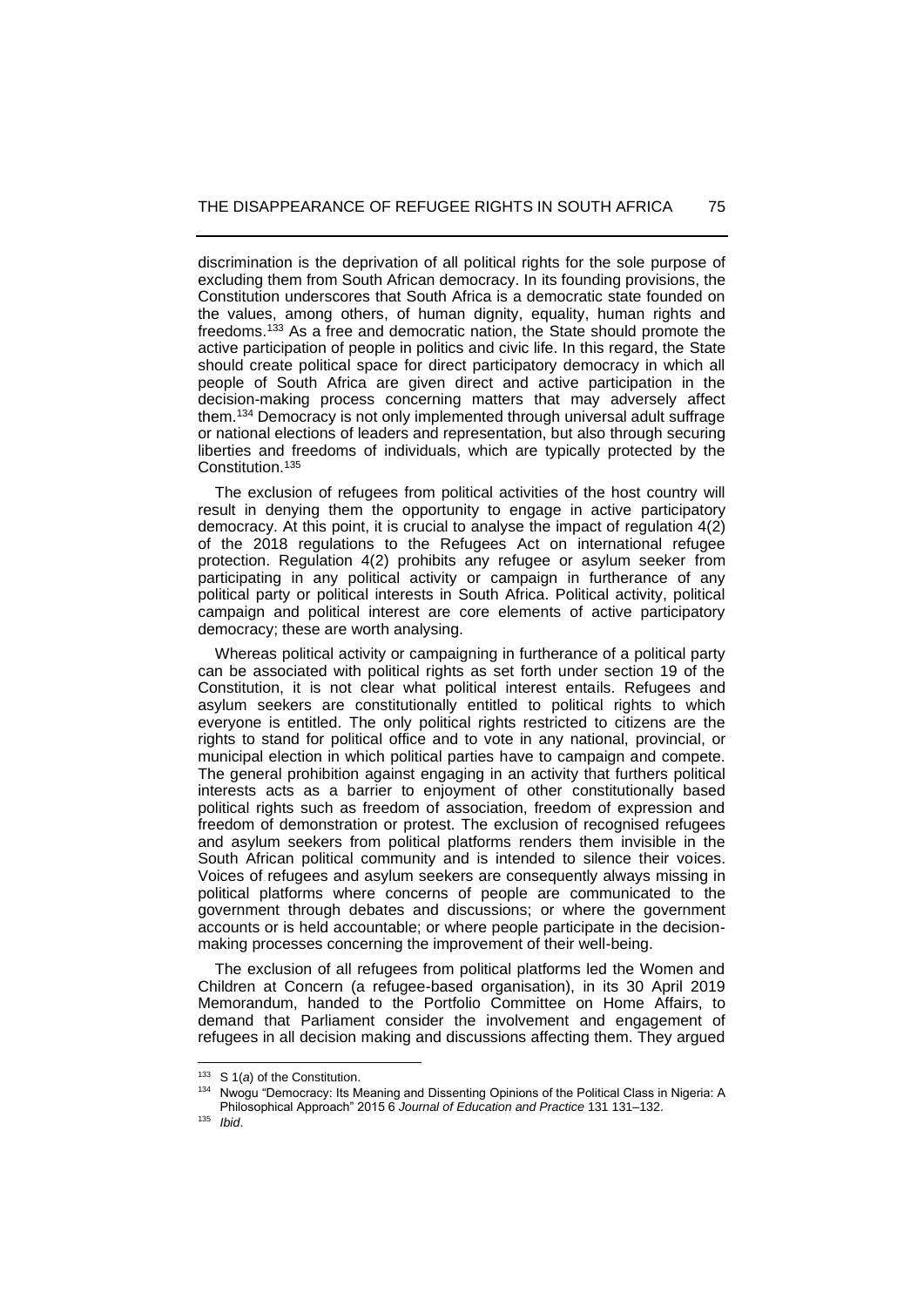discrimination is the deprivation of all political rights for the sole purpose of excluding them from South African democracy. In its founding provisions, the Constitution underscores that South Africa is a democratic state founded on the values, among others, of human dignity, equality, human rights and freedoms.[133] As a free and democratic nation, the State should promote the active participation of people in politics and civic life. In this regard, the State should create political space for direct participatory democracy in which all people of South Africa are given direct and active participation in the decision-making process concerning matters that may adversely affect them.[134] Democracy is not only implemented through universal adult suffrage or national elections of leaders and representation, but also through securing liberties and freedoms of individuals, which are typically protected by the Constitution.[135]

The exclusion of refugees from political activities of the host country will result in denying them the opportunity to engage in active participatory democracy. At this point, it is crucial to analyse the impact of regulation 4(2) of the 2018 regulations to the Refugees Act on international refugee protection. Regulation 4(2) prohibits any refugee or asylum seeker from participating in any political activity or campaign in furtherance of any political party or political interests in South Africa. Political activity, political campaign and political interest are core elements of active participatory democracy; these are worth analysing.

Whereas political activity or campaigning in furtherance of a political party can be associated with political rights as set forth under section 19 of the Constitution, it is not clear what political interest entails. Refugees and asylum seekers are constitutionally entitled to political rights to which everyone is entitled. The only political rights restricted to citizens are the rights to stand for political office and to vote in any national, provincial, or municipal election in which political parties have to campaign and compete. The general prohibition against engaging in an activity that furthers political interests acts as a barrier to enjoyment of other constitutionally based political rights such as freedom of association, freedom of expression and freedom of demonstration or protest. The exclusion of recognised refugees and asylum seekers from political platforms renders them invisible in the South African political community and is intended to silence their voices. Voices of refugees and asylum seekers are consequently always missing in political platforms where concerns of people are communicated to the government through debates and discussions; or where the government accounts or is held accountable; or where people participate in the decision-making processes concerning the improvement of their well-being.

The exclusion of all refugees from political platforms led the Women and Children at Concern (a refugee-based organisation), in its 30 April 2019 Memorandum, handed to the Portfolio Committee on Home Affairs, to demand that Parliament consider the involvement and engagement of refugees in all decision making and discussions affecting them. They argued

---

[133] S 1(*a*) of the Constitution.

[134] Nwogu "Democracy: Its Meaning and Dissenting Opinions of the Political Class in Nigeria: A Philosophical Approach" 2015 6 *Journal of Education and Practice* 131 131–132.

[135] *Ibid*.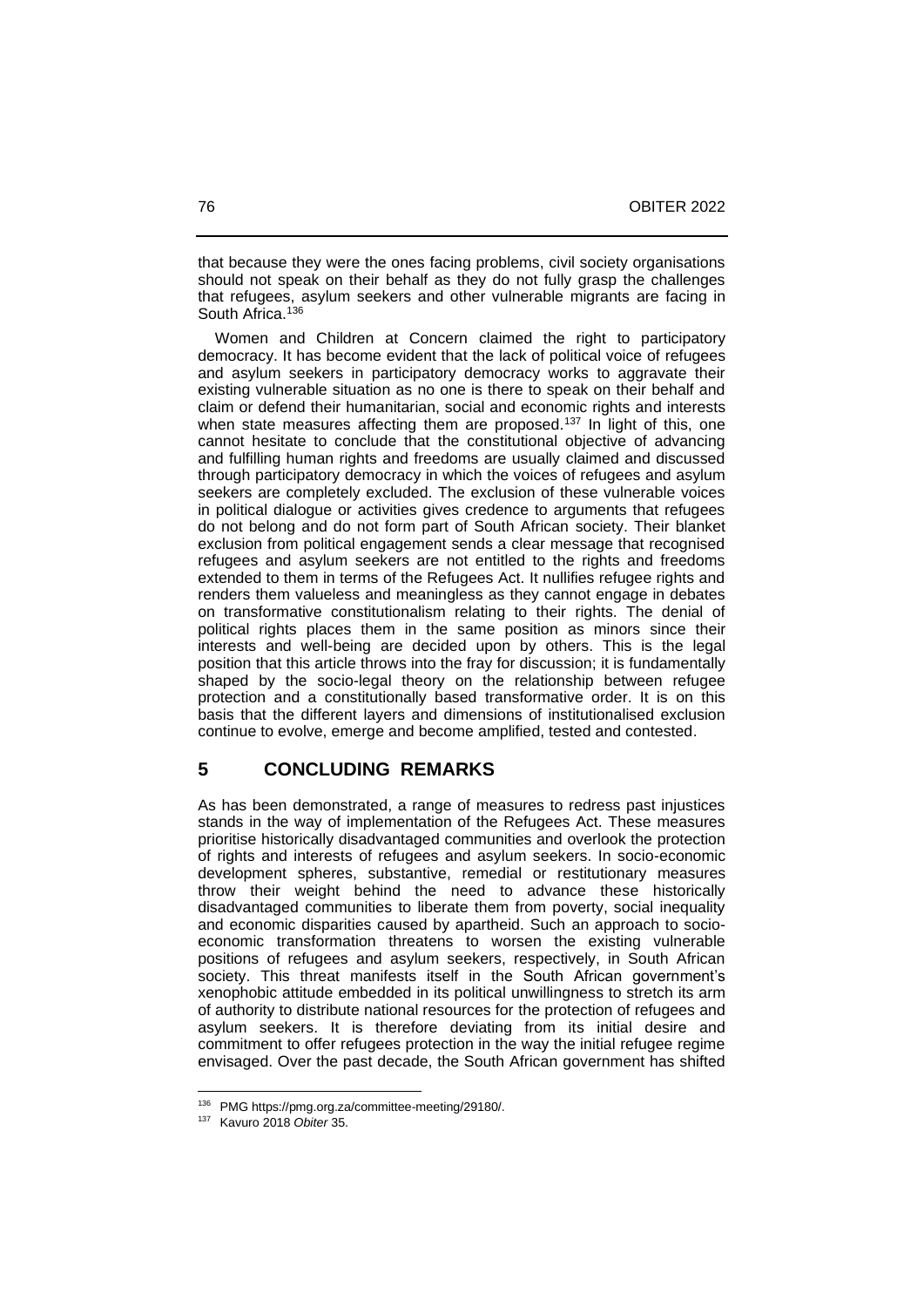that because they were the ones facing problems, civil society organisations should not speak on their behalf as they do not fully grasp the challenges that refugees, asylum seekers and other vulnerable migrants are facing in South Africa.[136]

Women and Children at Concern claimed the right to participatory democracy. It has become evident that the lack of political voice of refugees and asylum seekers in participatory democracy works to aggravate their existing vulnerable situation as no one is there to speak on their behalf and claim or defend their humanitarian, social and economic rights and interests when state measures affecting them are proposed.[137] In light of this, one cannot hesitate to conclude that the constitutional objective of advancing and fulfilling human rights and freedoms are usually claimed and discussed through participatory democracy in which the voices of refugees and asylum seekers are completely excluded. The exclusion of these vulnerable voices in political dialogue or activities gives credence to arguments that refugees do not belong and do not form part of South African society. Their blanket exclusion from political engagement sends a clear message that recognised refugees and asylum seekers are not entitled to the rights and freedoms extended to them in terms of the Refugees Act. It nullifies refugee rights and renders them valueless and meaningless as they cannot engage in debates on transformative constitutionalism relating to their rights. The denial of political rights places them in the same position as minors since their interests and well-being are decided upon by others. This is the legal position that this article throws into the fray for discussion; it is fundamentally shaped by the socio-legal theory on the relationship between refugee protection and a constitutionally based transformative order. It is on this basis that the different layers and dimensions of institutionalised exclusion continue to evolve, emerge and become amplified, tested and contested.

## 5 CONCLUDING REMARKS

As has been demonstrated, a range of measures to redress past injustices stands in the way of implementation of the Refugees Act. These measures prioritise historically disadvantaged communities and overlook the protection of rights and interests of refugees and asylum seekers. In socio-economic development spheres, substantive, remedial or restitutionary measures throw their weight behind the need to advance these historically disadvantaged communities to liberate them from poverty, social inequality and economic disparities caused by apartheid. Such an approach to socio-economic transformation threatens to worsen the existing vulnerable positions of refugees and asylum seekers, respectively, in South African society. This threat manifests itself in the South African government's xenophobic attitude embedded in its political unwillingness to stretch its arm of authority to distribute national resources for the protection of refugees and asylum seekers. It is therefore deviating from its initial desire and commitment to offer refugees protection in the way the initial refugee regime envisaged. Over the past decade, the South African government has shifted

---

[136] PMG https://pmg.org.za/committee-meeting/29180/.

[137] Kavuro 2018 *Obiter* 35.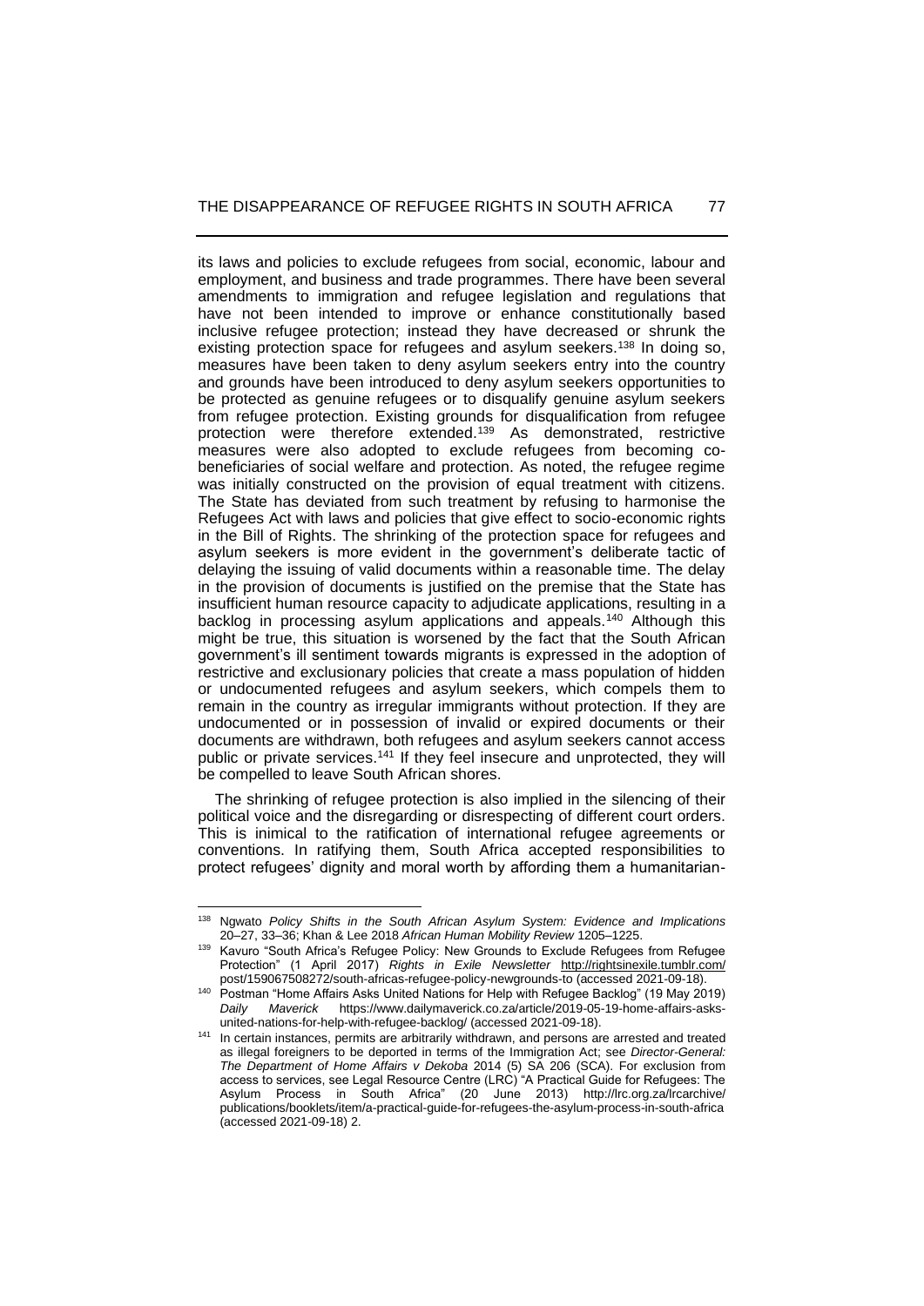its laws and policies to exclude refugees from social, economic, labour and employment, and business and trade programmes. There have been several amendments to immigration and refugee legislation and regulations that have not been intended to improve or enhance constitutionally based inclusive refugee protection; instead they have decreased or shrunk the existing protection space for refugees and asylum seekers.[138] In doing so, measures have been taken to deny asylum seekers entry into the country and grounds have been introduced to deny asylum seekers opportunities to be protected as genuine refugees or to disqualify genuine asylum seekers from refugee protection. Existing grounds for disqualification from refugee protection were therefore extended.[139] As demonstrated, restrictive measures were also adopted to exclude refugees from becoming co-beneficiaries of social welfare and protection. As noted, the refugee regime was initially constructed on the provision of equal treatment with citizens. The State has deviated from such treatment by refusing to harmonise the Refugees Act with laws and policies that give effect to socio-economic rights in the Bill of Rights. The shrinking of the protection space for refugees and asylum seekers is more evident in the government's deliberate tactic of delaying the issuing of valid documents within a reasonable time. The delay in the provision of documents is justified on the premise that the State has insufficient human resource capacity to adjudicate applications, resulting in a backlog in processing asylum applications and appeals.[140] Although this might be true, this situation is worsened by the fact that the South African government's ill sentiment towards migrants is expressed in the adoption of restrictive and exclusionary policies that create a mass population of hidden or undocumented refugees and asylum seekers, which compels them to remain in the country as irregular immigrants without protection. If they are undocumented or in possession of invalid or expired documents or their documents are withdrawn, both refugees and asylum seekers cannot access public or private services.[141] If they feel insecure and unprotected, they will be compelled to leave South African shores.

The shrinking of refugee protection is also implied in the silencing of their political voice and the disregarding or disrespecting of different court orders. This is inimical to the ratification of international refugee agreements or conventions. In ratifying them, South Africa accepted responsibilities to protect refugees' dignity and moral worth by affording them a humanitarian-

---

[138] Ngwato *Policy Shifts in the South African Asylum System: Evidence and Implications* 20–27, 33–36; Khan & Lee 2018 *African Human Mobility Review* 1205–1225.

[139] Kavuro "South Africa's Refugee Policy: New Grounds to Exclude Refugees from Refugee Protection" (1 April 2017) *Rights in Exile Newsletter* http://rightsinexile.tumblr.com/post/159067508272/south-africas-refugee-policy-newgrounds-to (accessed 2021-09-18).

[140] Postman "Home Affairs Asks United Nations for Help with Refugee Backlog" (19 May 2019) *Daily Maverick* https://www.dailymaverick.co.za/article/2019-05-19-home-affairs-asks-united-nations-for-help-with-refugee-backlog/ (accessed 2021-09-18).

[141] In certain instances, permits are arbitrarily withdrawn, and persons are arrested and treated as illegal foreigners to be deported in terms of the Immigration Act; see *Director-General: The Department of Home Affairs v Dekoba* 2014 (5) SA 206 (SCA). For exclusion from access to services, see Legal Resource Centre (LRC) "A Practical Guide for Refugees: The Asylum Process in South Africa" (20 June 2013) http://lrc.org.za/lrcarchive/publications/booklets/item/a-practical-guide-for-refugees-the-asylum-process-in-south-africa (accessed 2021-09-18) 2.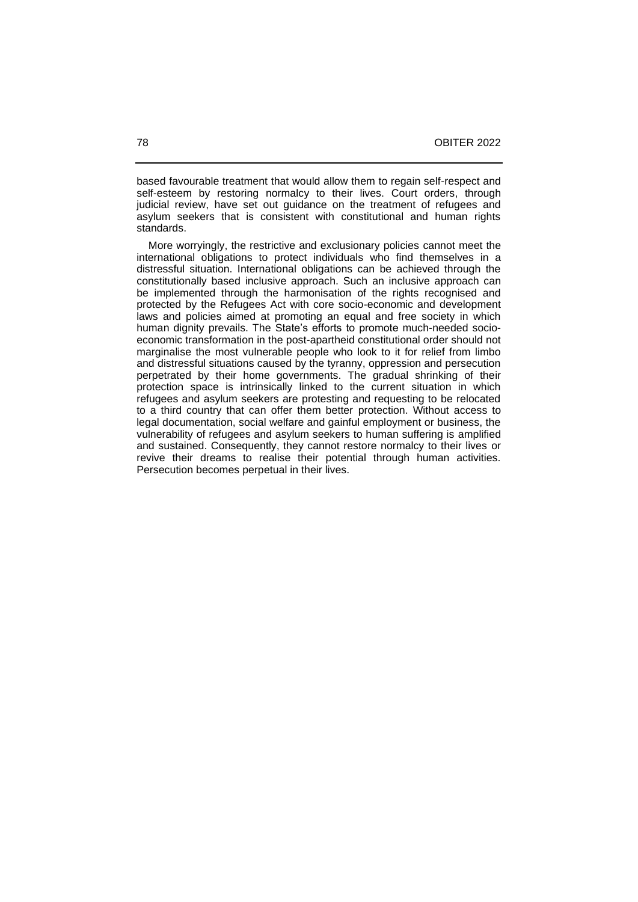based favourable treatment that would allow them to regain self-respect and self-esteem by restoring normalcy to their lives. Court orders, through judicial review, have set out guidance on the treatment of refugees and asylum seekers that is consistent with constitutional and human rights standards.

More worryingly, the restrictive and exclusionary policies cannot meet the international obligations to protect individuals who find themselves in a distressful situation. International obligations can be achieved through the constitutionally based inclusive approach. Such an inclusive approach can be implemented through the harmonisation of the rights recognised and protected by the Refugees Act with core socio-economic and development laws and policies aimed at promoting an equal and free society in which human dignity prevails. The State's efforts to promote much-needed socio-economic transformation in the post-apartheid constitutional order should not marginalise the most vulnerable people who look to it for relief from limbo and distressful situations caused by the tyranny, oppression and persecution perpetrated by their home governments. The gradual shrinking of their protection space is intrinsically linked to the current situation in which refugees and asylum seekers are protesting and requesting to be relocated to a third country that can offer them better protection. Without access to legal documentation, social welfare and gainful employment or business, the vulnerability of refugees and asylum seekers to human suffering is amplified and sustained. Consequently, they cannot restore normalcy to their lives or revive their dreams to realise their potential through human activities. Persecution becomes perpetual in their lives.